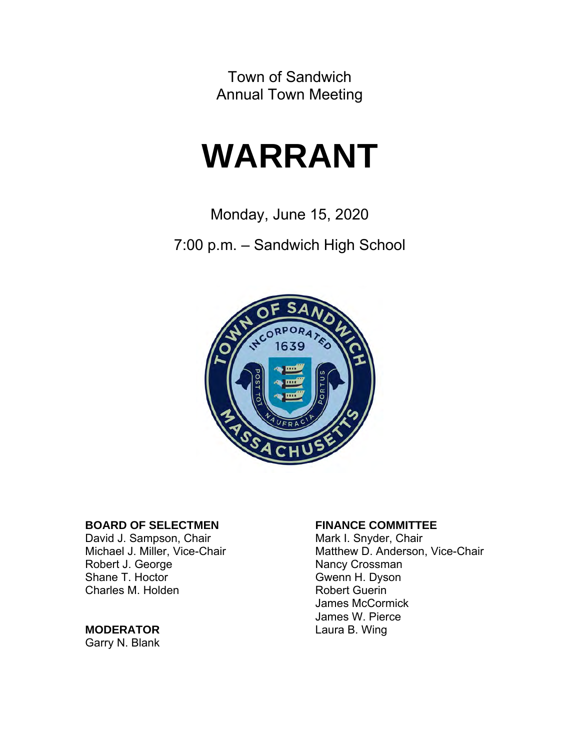Town of Sandwich
Annual Town Meeting

# WARRANT

Monday, June 15, 2020

7:00 p.m. – Sandwich High School

**BOARD OF SELECTMEN**
David J. Sampson, Chair
Michael J. Miller, Vice-Chair
Robert J. George
Shane T. Hoctor
Charles M. Holden

**MODERATOR**
Garry N. Blank

**FINANCE COMMITTEE**
Mark I. Snyder, Chair
Matthew D. Anderson, Vice-Chair
Nancy Crossman
Gwenn H. Dyson
Robert Guerin
James McCormick
James W. Pierce
Laura B. Wing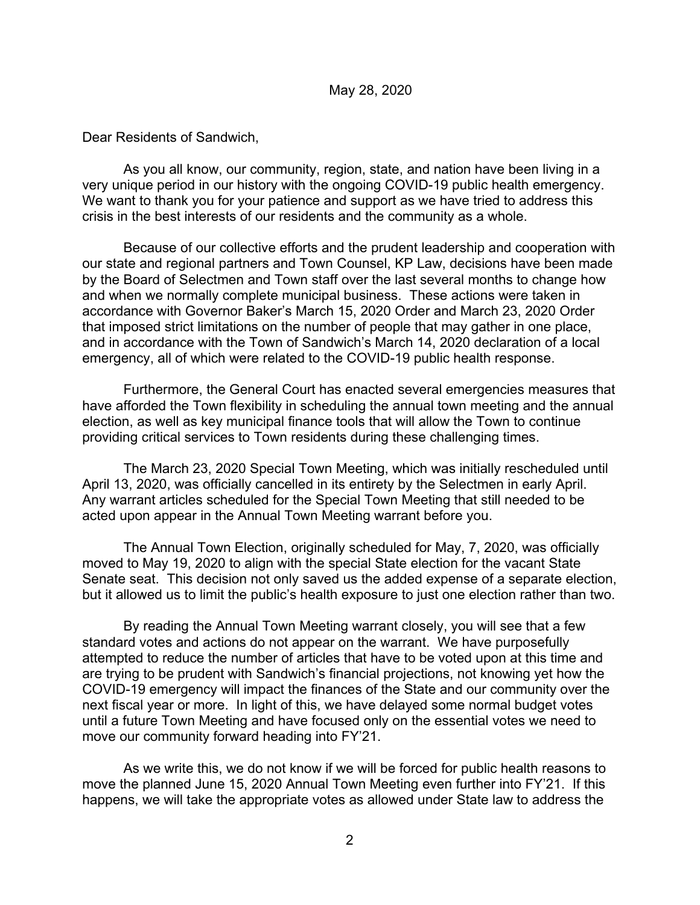May 28, 2020

Dear Residents of Sandwich,

As you all know, our community, region, state, and nation have been living in a very unique period in our history with the ongoing COVID-19 public health emergency. We want to thank you for your patience and support as we have tried to address this crisis in the best interests of our residents and the community as a whole.

Because of our collective efforts and the prudent leadership and cooperation with our state and regional partners and Town Counsel, KP Law, decisions have been made by the Board of Selectmen and Town staff over the last several months to change how and when we normally complete municipal business. These actions were taken in accordance with Governor Baker's March 15, 2020 Order and March 23, 2020 Order that imposed strict limitations on the number of people that may gather in one place, and in accordance with the Town of Sandwich's March 14, 2020 declaration of a local emergency, all of which were related to the COVID-19 public health response.

Furthermore, the General Court has enacted several emergencies measures that have afforded the Town flexibility in scheduling the annual town meeting and the annual election, as well as key municipal finance tools that will allow the Town to continue providing critical services to Town residents during these challenging times.

The March 23, 2020 Special Town Meeting, which was initially rescheduled until April 13, 2020, was officially cancelled in its entirety by the Selectmen in early April. Any warrant articles scheduled for the Special Town Meeting that still needed to be acted upon appear in the Annual Town Meeting warrant before you.

The Annual Town Election, originally scheduled for May, 7, 2020, was officially moved to May 19, 2020 to align with the special State election for the vacant State Senate seat. This decision not only saved us the added expense of a separate election, but it allowed us to limit the public's health exposure to just one election rather than two.

By reading the Annual Town Meeting warrant closely, you will see that a few standard votes and actions do not appear on the warrant. We have purposefully attempted to reduce the number of articles that have to be voted upon at this time and are trying to be prudent with Sandwich's financial projections, not knowing yet how the COVID-19 emergency will impact the finances of the State and our community over the next fiscal year or more. In light of this, we have delayed some normal budget votes until a future Town Meeting and have focused only on the essential votes we need to move our community forward heading into FY'21.

As we write this, we do not know if we will be forced for public health reasons to move the planned June 15, 2020 Annual Town Meeting even further into FY'21. If this happens, we will take the appropriate votes as allowed under State law to address the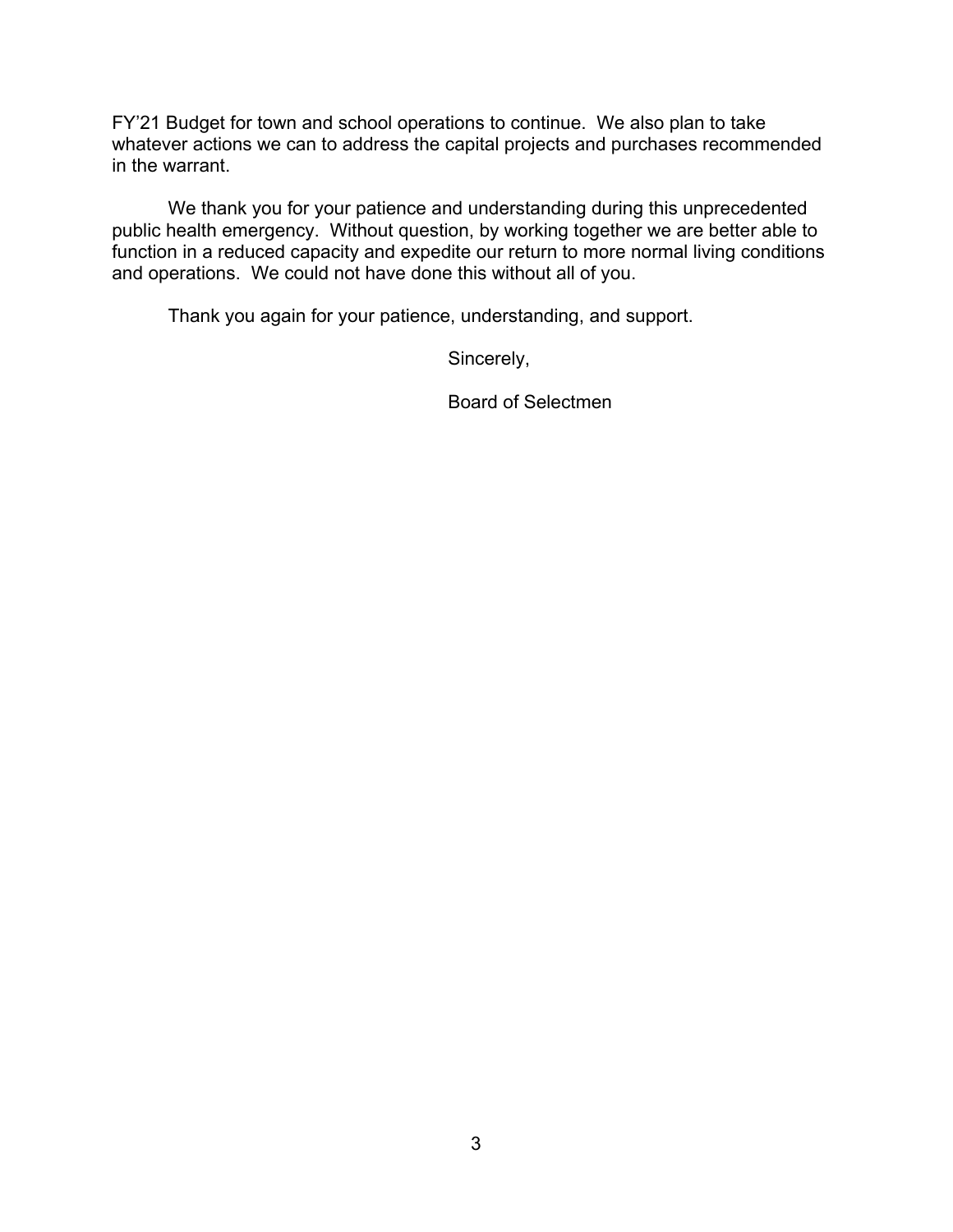FY'21 Budget for town and school operations to continue. We also plan to take whatever actions we can to address the capital projects and purchases recommended in the warrant.

We thank you for your patience and understanding during this unprecedented public health emergency. Without question, by working together we are better able to function in a reduced capacity and expedite our return to more normal living conditions and operations. We could not have done this without all of you.

Thank you again for your patience, understanding, and support.

Sincerely,

Board of Selectmen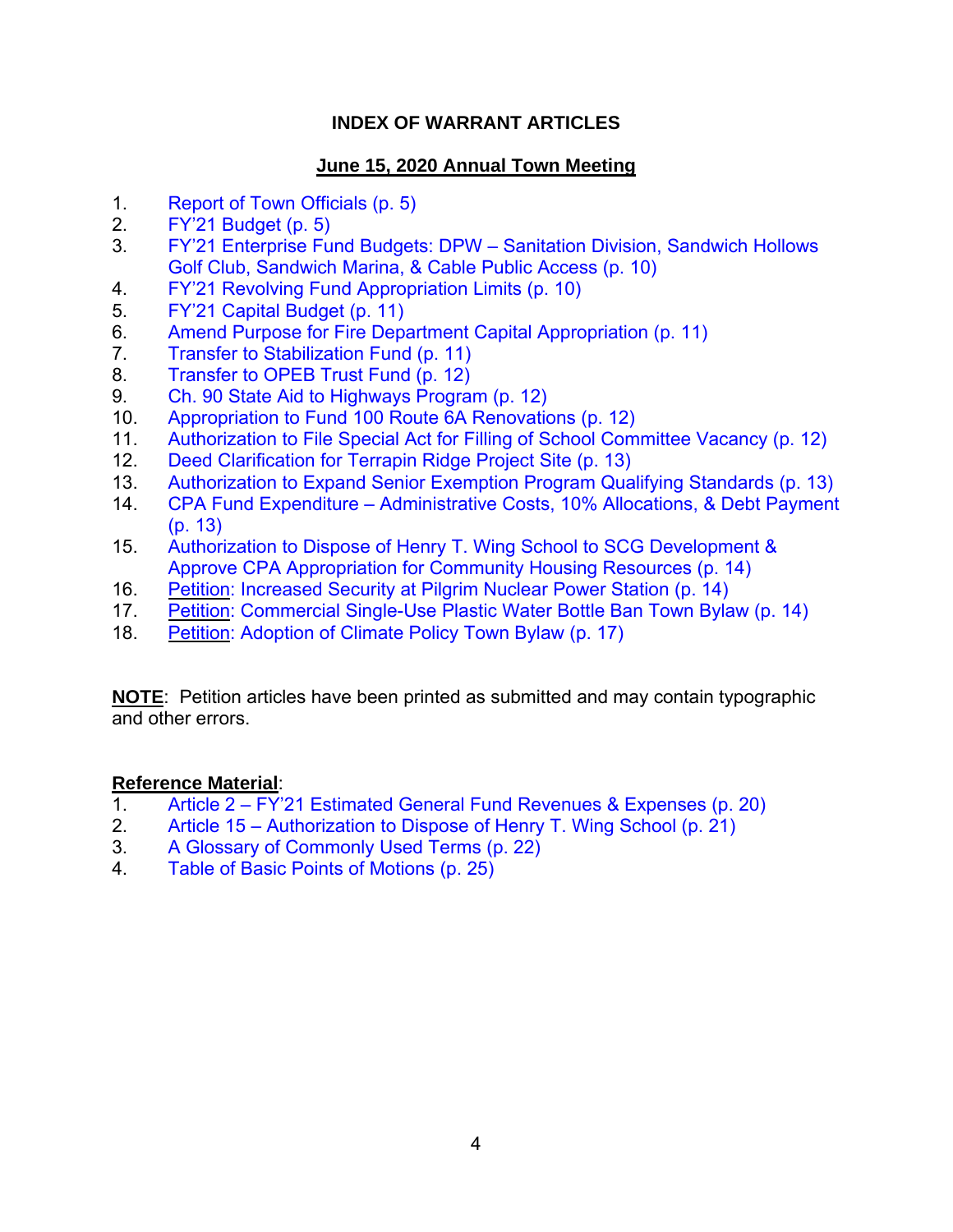# INDEX OF WARRANT ARTICLES

## June 15, 2020 Annual Town Meeting

1. Report of Town Officials (p. 5)
2. FY'21 Budget (p. 5)
3. FY'21 Enterprise Fund Budgets: DPW – Sanitation Division, Sandwich Hollows Golf Club, Sandwich Marina, & Cable Public Access (p. 10)
4. FY'21 Revolving Fund Appropriation Limits (p. 10)
5. FY'21 Capital Budget (p. 11)
6. Amend Purpose for Fire Department Capital Appropriation (p. 11)
7. Transfer to Stabilization Fund (p. 11)
8. Transfer to OPEB Trust Fund (p. 12)
9. Ch. 90 State Aid to Highways Program (p. 12)
10. Appropriation to Fund 100 Route 6A Renovations (p. 12)
11. Authorization to File Special Act for Filling of School Committee Vacancy (p. 12)
12. Deed Clarification for Terrapin Ridge Project Site (p. 13)
13. Authorization to Expand Senior Exemption Program Qualifying Standards (p. 13)
14. CPA Fund Expenditure – Administrative Costs, 10% Allocations, & Debt Payment (p. 13)
15. Authorization to Dispose of Henry T. Wing School to SCG Development & Approve CPA Appropriation for Community Housing Resources (p. 14)
16. Petition: Increased Security at Pilgrim Nuclear Power Station (p. 14)
17. Petition: Commercial Single-Use Plastic Water Bottle Ban Town Bylaw (p. 14)
18. Petition: Adoption of Climate Policy Town Bylaw (p. 17)

**NOTE**: Petition articles have been printed as submitted and may contain typographic and other errors.

**Reference Material**:

1. Article 2 – FY'21 Estimated General Fund Revenues & Expenses (p. 20)
2. Article 15 – Authorization to Dispose of Henry T. Wing School (p. 21)
3. A Glossary of Commonly Used Terms (p. 22)
4. Table of Basic Points of Motions (p. 25)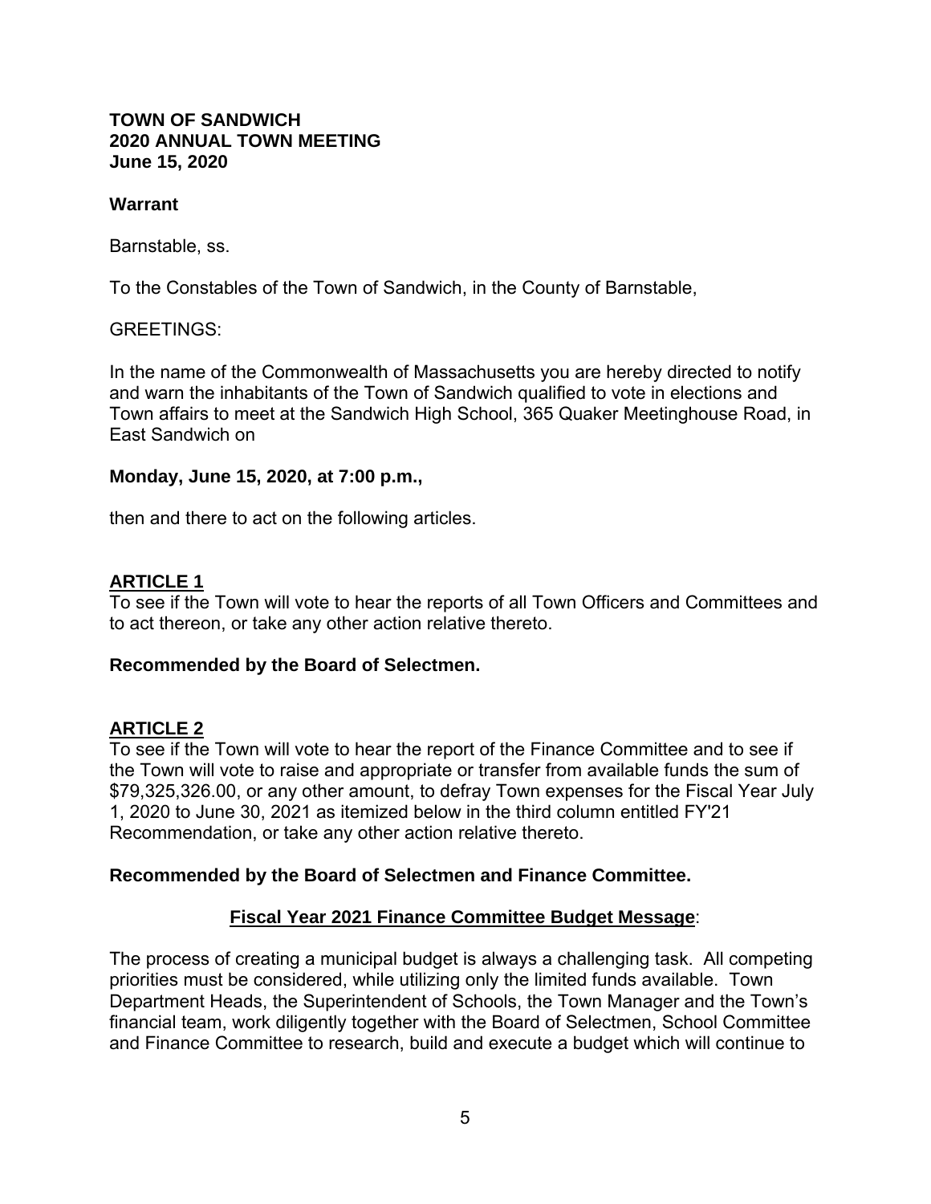**TOWN OF SANDWICH**
**2020 ANNUAL TOWN MEETING**
**June 15, 2020**

**Warrant**

Barnstable, ss.

To the Constables of the Town of Sandwich, in the County of Barnstable,

GREETINGS:

In the name of the Commonwealth of Massachusetts you are hereby directed to notify and warn the inhabitants of the Town of Sandwich qualified to vote in elections and Town affairs to meet at the Sandwich High School, 365 Quaker Meetinghouse Road, in East Sandwich on

**Monday, June 15, 2020, at 7:00 p.m.,**

then and there to act on the following articles.

## ARTICLE 1

To see if the Town will vote to hear the reports of all Town Officers and Committees and to act thereon, or take any other action relative thereto.

**Recommended by the Board of Selectmen.**

## ARTICLE 2

To see if the Town will vote to hear the report of the Finance Committee and to see if the Town will vote to raise and appropriate or transfer from available funds the sum of $79,325,326.00, or any other amount, to defray Town expenses for the Fiscal Year July 1, 2020 to June 30, 2021 as itemized below in the third column entitled FY'21 Recommendation, or take any other action relative thereto.

**Recommended by the Board of Selectmen and Finance Committee.**

### Fiscal Year 2021 Finance Committee Budget Message:

The process of creating a municipal budget is always a challenging task. All competing priorities must be considered, while utilizing only the limited funds available. Town Department Heads, the Superintendent of Schools, the Town Manager and the Town's financial team, work diligently together with the Board of Selectmen, School Committee and Finance Committee to research, build and execute a budget which will continue to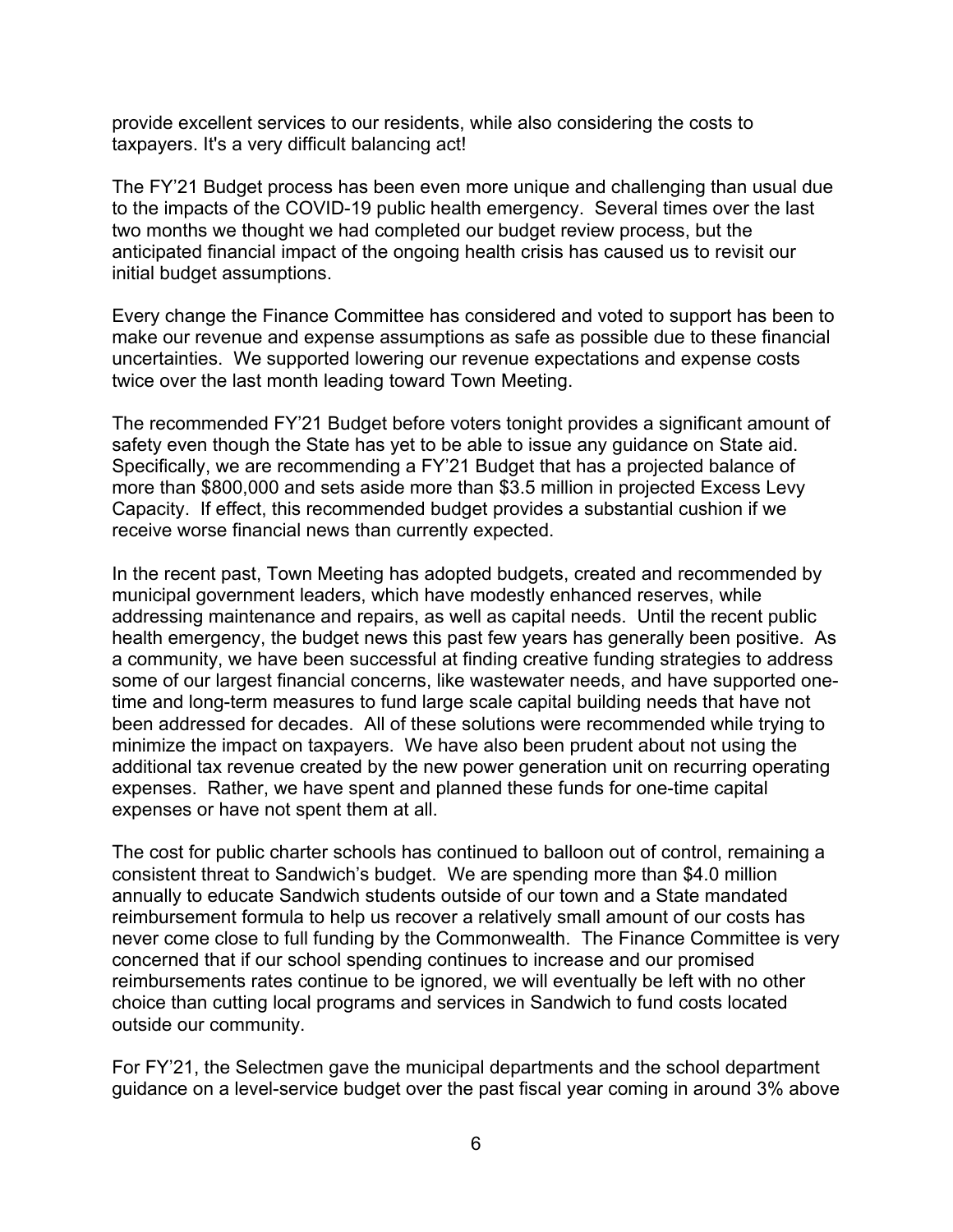provide excellent services to our residents, while also considering the costs to taxpayers. It's a very difficult balancing act!

The FY'21 Budget process has been even more unique and challenging than usual due to the impacts of the COVID-19 public health emergency. Several times over the last two months we thought we had completed our budget review process, but the anticipated financial impact of the ongoing health crisis has caused us to revisit our initial budget assumptions.

Every change the Finance Committee has considered and voted to support has been to make our revenue and expense assumptions as safe as possible due to these financial uncertainties. We supported lowering our revenue expectations and expense costs twice over the last month leading toward Town Meeting.

The recommended FY'21 Budget before voters tonight provides a significant amount of safety even though the State has yet to be able to issue any guidance on State aid. Specifically, we are recommending a FY'21 Budget that has a projected balance of more than $800,000 and sets aside more than $3.5 million in projected Excess Levy Capacity. If effect, this recommended budget provides a substantial cushion if we receive worse financial news than currently expected.

In the recent past, Town Meeting has adopted budgets, created and recommended by municipal government leaders, which have modestly enhanced reserves, while addressing maintenance and repairs, as well as capital needs. Until the recent public health emergency, the budget news this past few years has generally been positive. As a community, we have been successful at finding creative funding strategies to address some of our largest financial concerns, like wastewater needs, and have supported one-time and long-term measures to fund large scale capital building needs that have not been addressed for decades. All of these solutions were recommended while trying to minimize the impact on taxpayers. We have also been prudent about not using the additional tax revenue created by the new power generation unit on recurring operating expenses. Rather, we have spent and planned these funds for one-time capital expenses or have not spent them at all.

The cost for public charter schools has continued to balloon out of control, remaining a consistent threat to Sandwich's budget. We are spending more than $4.0 million annually to educate Sandwich students outside of our town and a State mandated reimbursement formula to help us recover a relatively small amount of our costs has never come close to full funding by the Commonwealth. The Finance Committee is very concerned that if our school spending continues to increase and our promised reimbursements rates continue to be ignored, we will eventually be left with no other choice than cutting local programs and services in Sandwich to fund costs located outside our community.

For FY'21, the Selectmen gave the municipal departments and the school department guidance on a level-service budget over the past fiscal year coming in around 3% above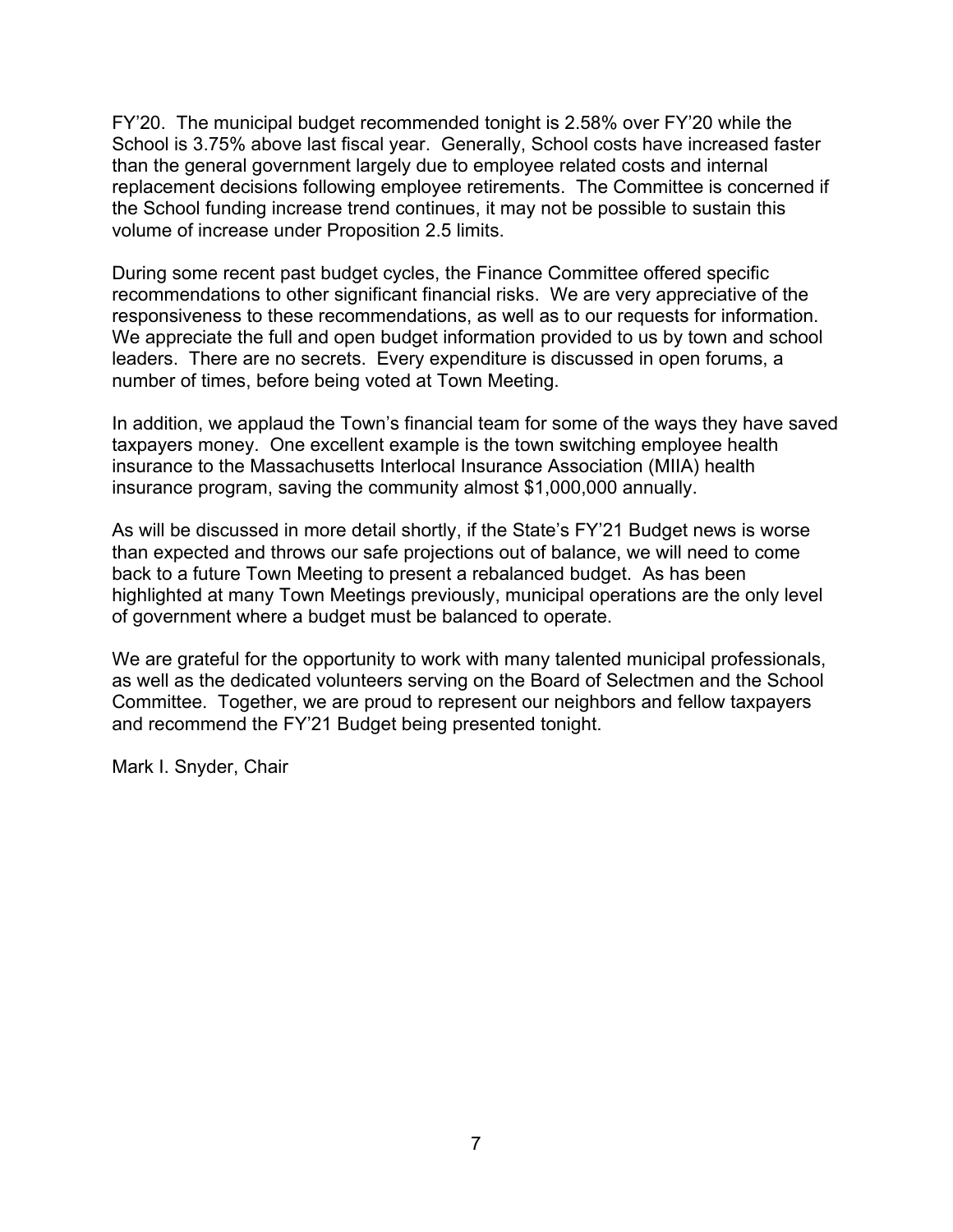FY’20. The municipal budget recommended tonight is 2.58% over FY’20 while the School is 3.75% above last fiscal year. Generally, School costs have increased faster than the general government largely due to employee related costs and internal replacement decisions following employee retirements. The Committee is concerned if the School funding increase trend continues, it may not be possible to sustain this volume of increase under Proposition 2.5 limits.

During some recent past budget cycles, the Finance Committee offered specific recommendations to other significant financial risks. We are very appreciative of the responsiveness to these recommendations, as well as to our requests for information. We appreciate the full and open budget information provided to us by town and school leaders. There are no secrets. Every expenditure is discussed in open forums, a number of times, before being voted at Town Meeting.

In addition, we applaud the Town’s financial team for some of the ways they have saved taxpayers money. One excellent example is the town switching employee health insurance to the Massachusetts Interlocal Insurance Association (MIIA) health insurance program, saving the community almost $1,000,000 annually.

As will be discussed in more detail shortly, if the State’s FY’21 Budget news is worse than expected and throws our safe projections out of balance, we will need to come back to a future Town Meeting to present a rebalanced budget. As has been highlighted at many Town Meetings previously, municipal operations are the only level of government where a budget must be balanced to operate.

We are grateful for the opportunity to work with many talented municipal professionals, as well as the dedicated volunteers serving on the Board of Selectmen and the School Committee. Together, we are proud to represent our neighbors and fellow taxpayers and recommend the FY’21 Budget being presented tonight.

Mark I. Snyder, Chair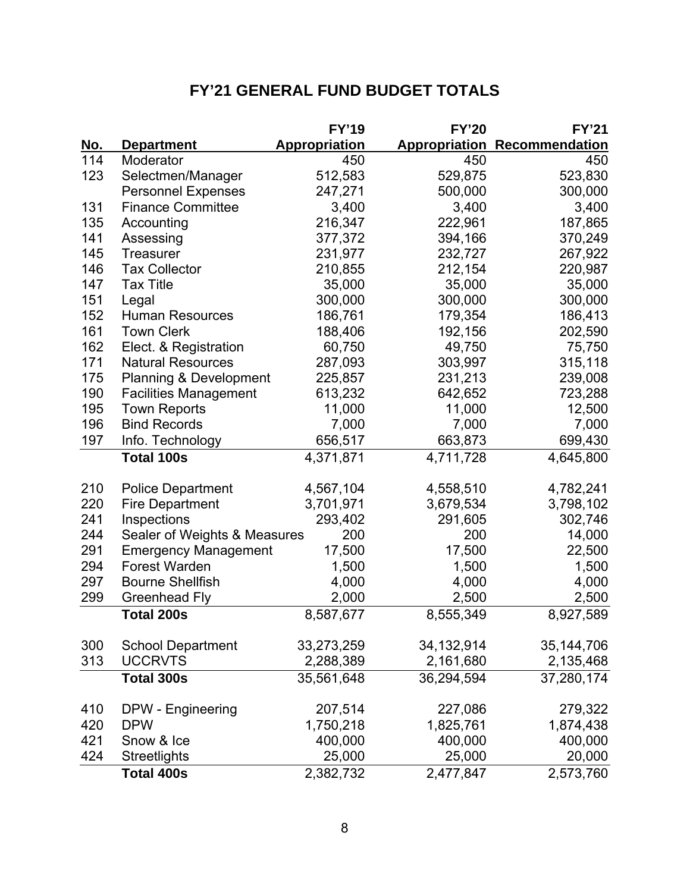# FY'21 GENERAL FUND BUDGET TOTALS

| No. | Department | FY'19 Appropriation | FY'20 Appropriation | FY'21 Recommendation |
|---|---|---|---|---|
| 114 | Moderator | 450 | 450 | 450 |
| 123 | Selectmen/Manager | 512,583 | 529,875 | 523,830 |
| | Personnel Expenses | 247,271 | 500,000 | 300,000 |
| 131 | Finance Committee | 3,400 | 3,400 | 3,400 |
| 135 | Accounting | 216,347 | 222,961 | 187,865 |
| 141 | Assessing | 377,372 | 394,166 | 370,249 |
| 145 | Treasurer | 231,977 | 232,727 | 267,922 |
| 146 | Tax Collector | 210,855 | 212,154 | 220,987 |
| 147 | Tax Title | 35,000 | 35,000 | 35,000 |
| 151 | Legal | 300,000 | 300,000 | 300,000 |
| 152 | Human Resources | 186,761 | 179,354 | 186,413 |
| 161 | Town Clerk | 188,406 | 192,156 | 202,590 |
| 162 | Elect. & Registration | 60,750 | 49,750 | 75,750 |
| 171 | Natural Resources | 287,093 | 303,997 | 315,118 |
| 175 | Planning & Development | 225,857 | 231,213 | 239,008 |
| 190 | Facilities Management | 613,232 | 642,652 | 723,288 |
| 195 | Town Reports | 11,000 | 11,000 | 12,500 |
| 196 | Bind Records | 7,000 | 7,000 | 7,000 |
| 197 | Info. Technology | 656,517 | 663,873 | 699,430 |
| | **Total 100s** | 4,371,871 | 4,711,728 | 4,645,800 |
| | | | | |
| 210 | Police Department | 4,567,104 | 4,558,510 | 4,782,241 |
| 220 | Fire Department | 3,701,971 | 3,679,534 | 3,798,102 |
| 241 | Inspections | 293,402 | 291,605 | 302,746 |
| 244 | Sealer of Weights & Measures | 200 | 200 | 14,000 |
| 291 | Emergency Management | 17,500 | 17,500 | 22,500 |
| 294 | Forest Warden | 1,500 | 1,500 | 1,500 |
| 297 | Bourne Shellfish | 4,000 | 4,000 | 4,000 |
| 299 | Greenhead Fly | 2,000 | 2,500 | 2,500 |
| | **Total 200s** | 8,587,677 | 8,555,349 | 8,927,589 |
| | | | | |
| 300 | School Department | 33,273,259 | 34,132,914 | 35,144,706 |
| 313 | UCCRVTS | 2,288,389 | 2,161,680 | 2,135,468 |
| | **Total 300s** | 35,561,648 | 36,294,594 | 37,280,174 |
| | | | | |
| 410 | DPW - Engineering | 207,514 | 227,086 | 279,322 |
| 420 | DPW | 1,750,218 | 1,825,761 | 1,874,438 |
| 421 | Snow & Ice | 400,000 | 400,000 | 400,000 |
| 424 | Streetlights | 25,000 | 25,000 | 20,000 |
| | **Total 400s** | 2,382,732 | 2,477,847 | 2,573,760 |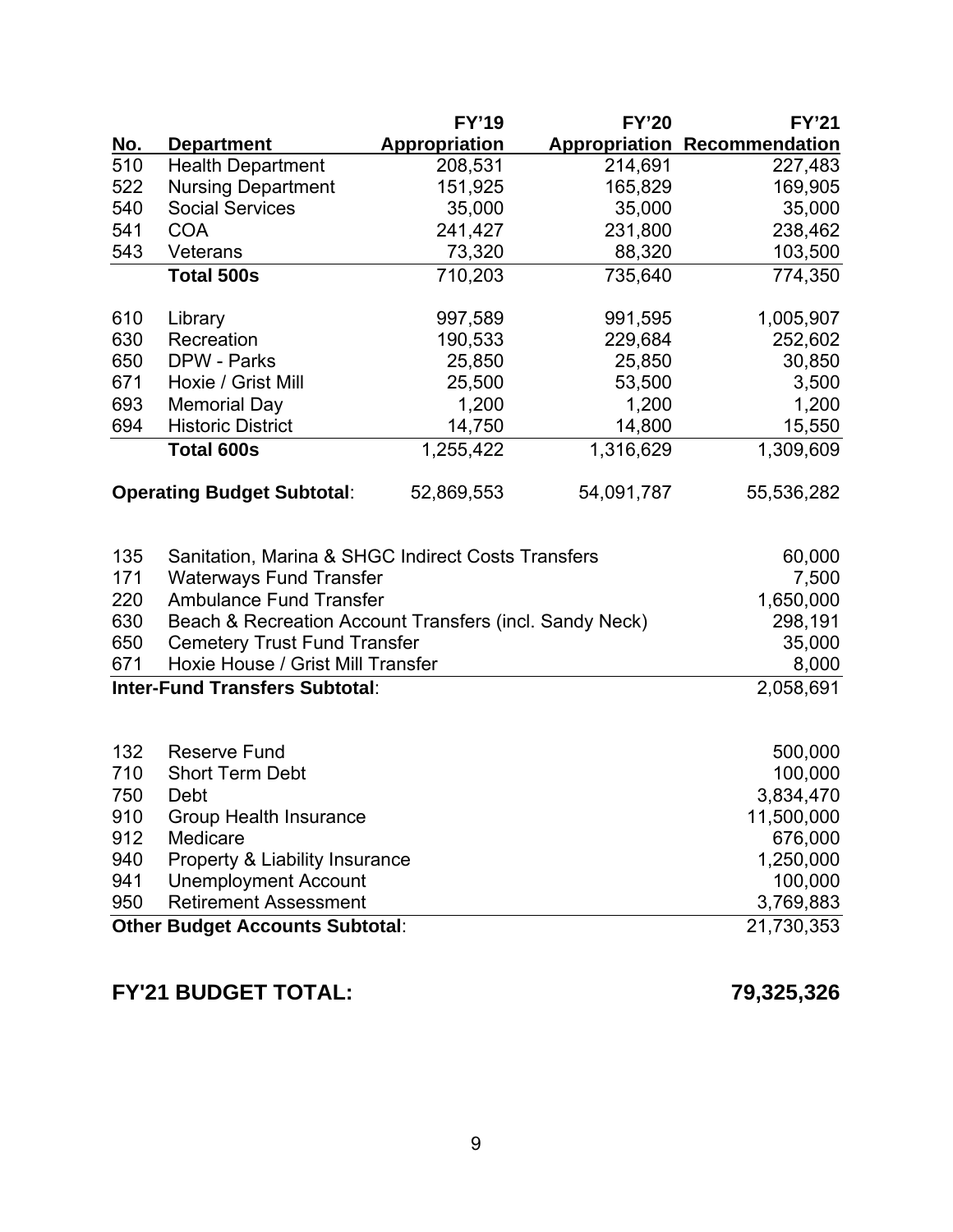| No. | Department | FY'19 Appropriation | FY'20 Appropriation | FY'21 Recommendation |
|---|---|---|---|---|
| 510 | Health Department | 208,531 | 214,691 | 227,483 |
| 522 | Nursing Department | 151,925 | 165,829 | 169,905 |
| 540 | Social Services | 35,000 | 35,000 | 35,000 |
| 541 | COA | 241,427 | 231,800 | 238,462 |
| 543 | Veterans | 73,320 | 88,320 | 103,500 |
| | **Total 500s** | 710,203 | 735,640 | 774,350 |
| 610 | Library | 997,589 | 991,595 | 1,005,907 |
| 630 | Recreation | 190,533 | 229,684 | 252,602 |
| 650 | DPW - Parks | 25,850 | 25,850 | 30,850 |
| 671 | Hoxie / Grist Mill | 25,500 | 53,500 | 3,500 |
| 693 | Memorial Day | 1,200 | 1,200 | 1,200 |
| 694 | Historic District | 14,750 | 14,800 | 15,550 |
| | **Total 600s** | 1,255,422 | 1,316,629 | 1,309,609 |
| **Operating Budget Subtotal**: | | 52,869,553 | 54,091,787 | 55,536,282 |

| No. | Department | FY'21 Recommendation |
|---|---|---|
| 135 | Sanitation, Marina & SHGC Indirect Costs Transfers | 60,000 |
| 171 | Waterways Fund Transfer | 7,500 |
| 220 | Ambulance Fund Transfer | 1,650,000 |
| 630 | Beach & Recreation Account Transfers (incl. Sandy Neck) | 298,191 |
| 650 | Cemetery Trust Fund Transfer | 35,000 |
| 671 | Hoxie House / Grist Mill Transfer | 8,000 |
| **Inter-Fund Transfers Subtotal**: | | 2,058,691 |

| No. | Department | FY'21 Recommendation |
|---|---|---|
| 132 | Reserve Fund | 500,000 |
| 710 | Short Term Debt | 100,000 |
| 750 | Debt | 3,834,470 |
| 910 | Group Health Insurance | 11,500,000 |
| 912 | Medicare | 676,000 |
| 940 | Property & Liability Insurance | 1,250,000 |
| 941 | Unemployment Account | 100,000 |
| 950 | Retirement Assessment | 3,769,883 |
| **Other Budget Accounts Subtotal**: | | 21,730,353 |

**FY'21 BUDGET TOTAL: 79,325,326**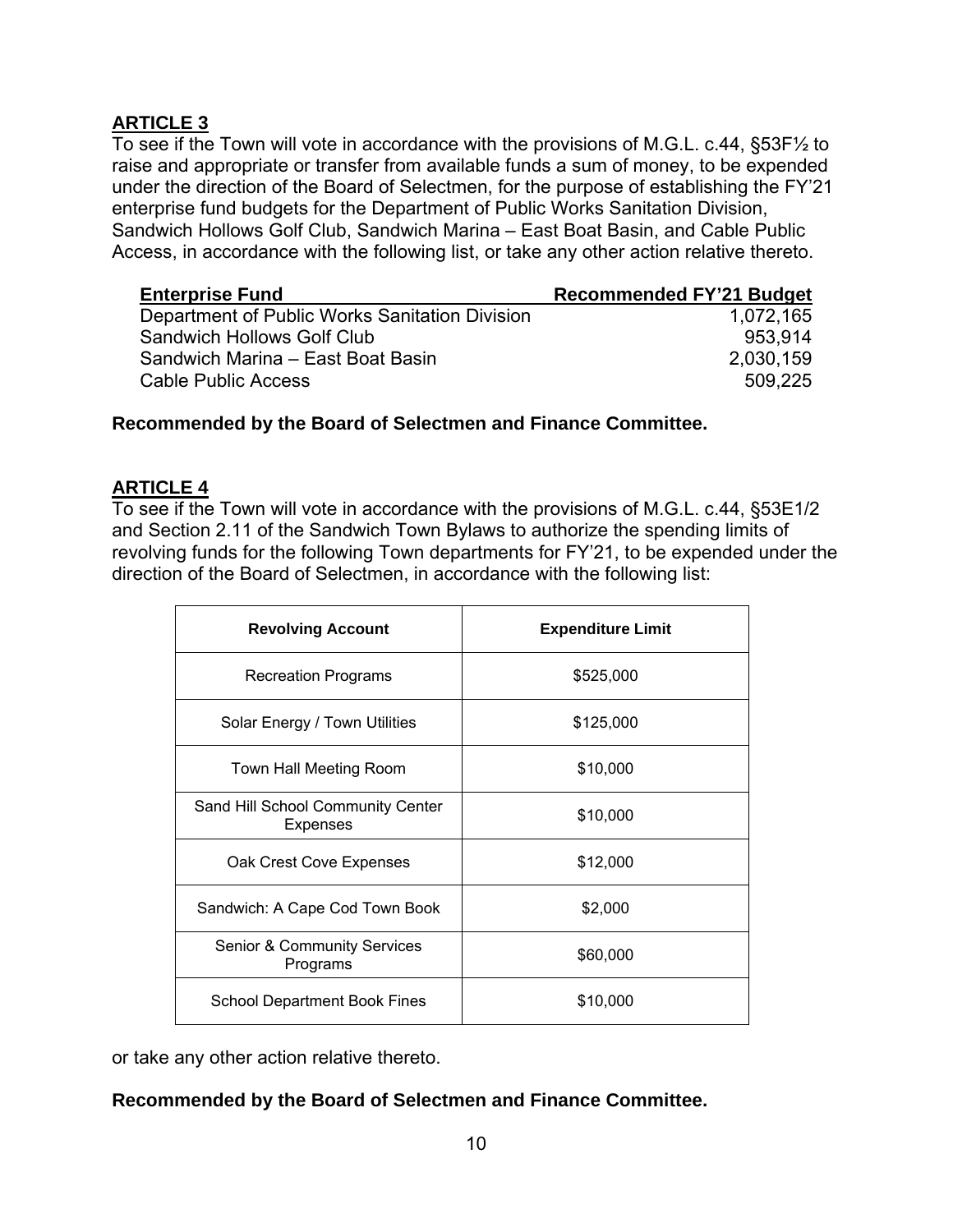## ARTICLE 3

To see if the Town will vote in accordance with the provisions of M.G.L. c.44, §53F½ to raise and appropriate or transfer from available funds a sum of money, to be expended under the direction of the Board of Selectmen, for the purpose of establishing the FY'21 enterprise fund budgets for the Department of Public Works Sanitation Division, Sandwich Hollows Golf Club, Sandwich Marina – East Boat Basin, and Cable Public Access, in accordance with the following list, or take any other action relative thereto.

| Enterprise Fund | Recommended FY'21 Budget |
|---|---:|
| Department of Public Works Sanitation Division | 1,072,165 |
| Sandwich Hollows Golf Club | 953,914 |
| Sandwich Marina – East Boat Basin | 2,030,159 |
| Cable Public Access | 509,225 |

**Recommended by the Board of Selectmen and Finance Committee.**

## ARTICLE 4

To see if the Town will vote in accordance with the provisions of M.G.L. c.44, §53E1/2 and Section 2.11 of the Sandwich Town Bylaws to authorize the spending limits of revolving funds for the following Town departments for FY'21, to be expended under the direction of the Board of Selectmen, in accordance with the following list:

| Revolving Account | Expenditure Limit |
|---|---|
| Recreation Programs | $525,000 |
| Solar Energy / Town Utilities | $125,000 |
| Town Hall Meeting Room | $10,000 |
| Sand Hill School Community Center Expenses | $10,000 |
| Oak Crest Cove Expenses | $12,000 |
| Sandwich: A Cape Cod Town Book | $2,000 |
| Senior & Community Services Programs | $60,000 |
| School Department Book Fines | $10,000 |

or take any other action relative thereto.

**Recommended by the Board of Selectmen and Finance Committee.**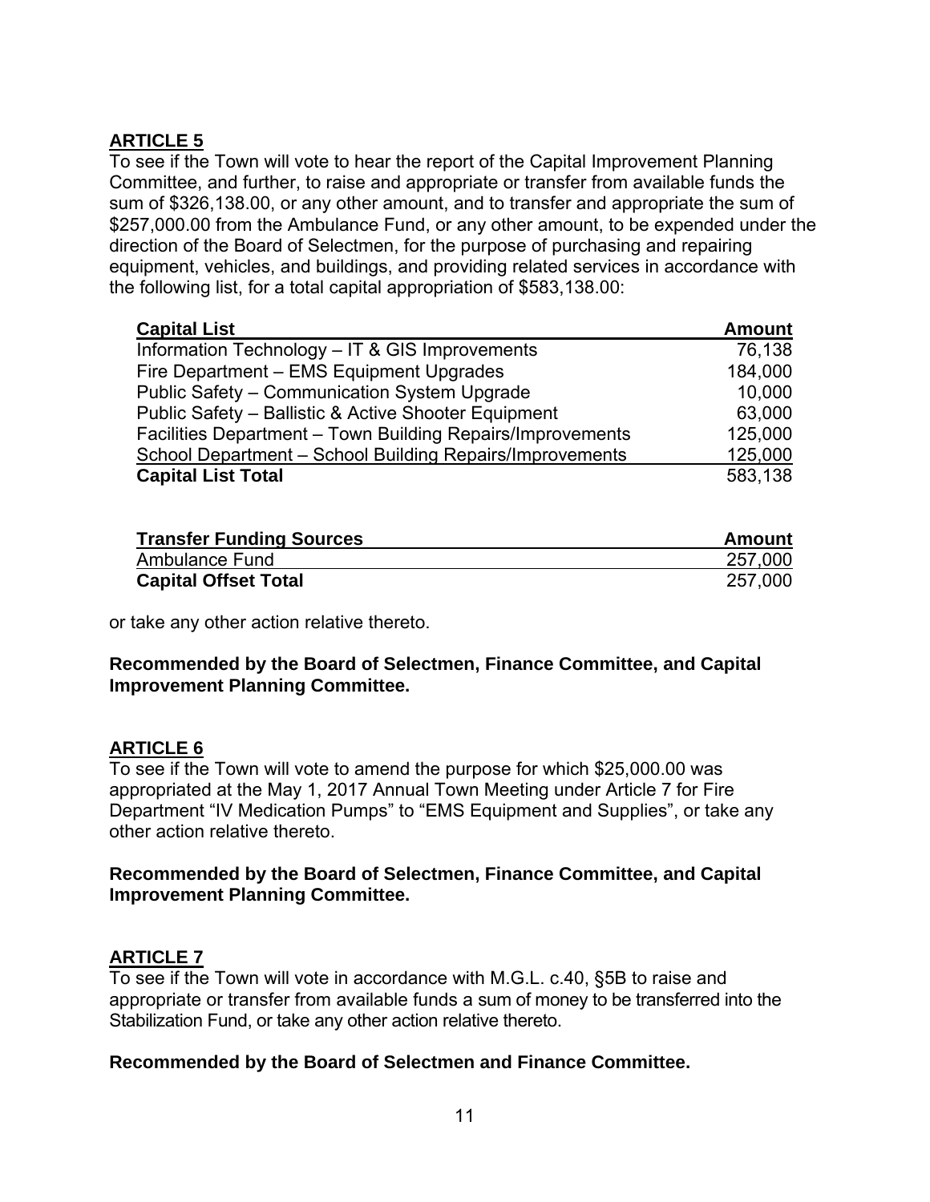## ARTICLE 5

To see if the Town will vote to hear the report of the Capital Improvement Planning Committee, and further, to raise and appropriate or transfer from available funds the sum of $326,138.00, or any other amount, and to transfer and appropriate the sum of $257,000.00 from the Ambulance Fund, or any other amount, to be expended under the direction of the Board of Selectmen, for the purpose of purchasing and repairing equipment, vehicles, and buildings, and providing related services in accordance with the following list, for a total capital appropriation of $583,138.00:

| Capital List | Amount |
|---|---|
| Information Technology – IT & GIS Improvements | 76,138 |
| Fire Department – EMS Equipment Upgrades | 184,000 |
| Public Safety – Communication System Upgrade | 10,000 |
| Public Safety – Ballistic & Active Shooter Equipment | 63,000 |
| Facilities Department – Town Building Repairs/Improvements | 125,000 |
| School Department – School Building Repairs/Improvements | 125,000 |
| **Capital List Total** | 583,138 |

| Transfer Funding Sources | Amount |
|---|---|
| Ambulance Fund | 257,000 |
| **Capital Offset Total** | 257,000 |

or take any other action relative thereto.

**Recommended by the Board of Selectmen, Finance Committee, and Capital Improvement Planning Committee.**

## ARTICLE 6

To see if the Town will vote to amend the purpose for which $25,000.00 was appropriated at the May 1, 2017 Annual Town Meeting under Article 7 for Fire Department "IV Medication Pumps" to "EMS Equipment and Supplies", or take any other action relative thereto.

**Recommended by the Board of Selectmen, Finance Committee, and Capital Improvement Planning Committee.**

## ARTICLE 7

To see if the Town will vote in accordance with M.G.L. c.40, §5B to raise and appropriate or transfer from available funds a sum of money to be transferred into the Stabilization Fund, or take any other action relative thereto.

**Recommended by the Board of Selectmen and Finance Committee.**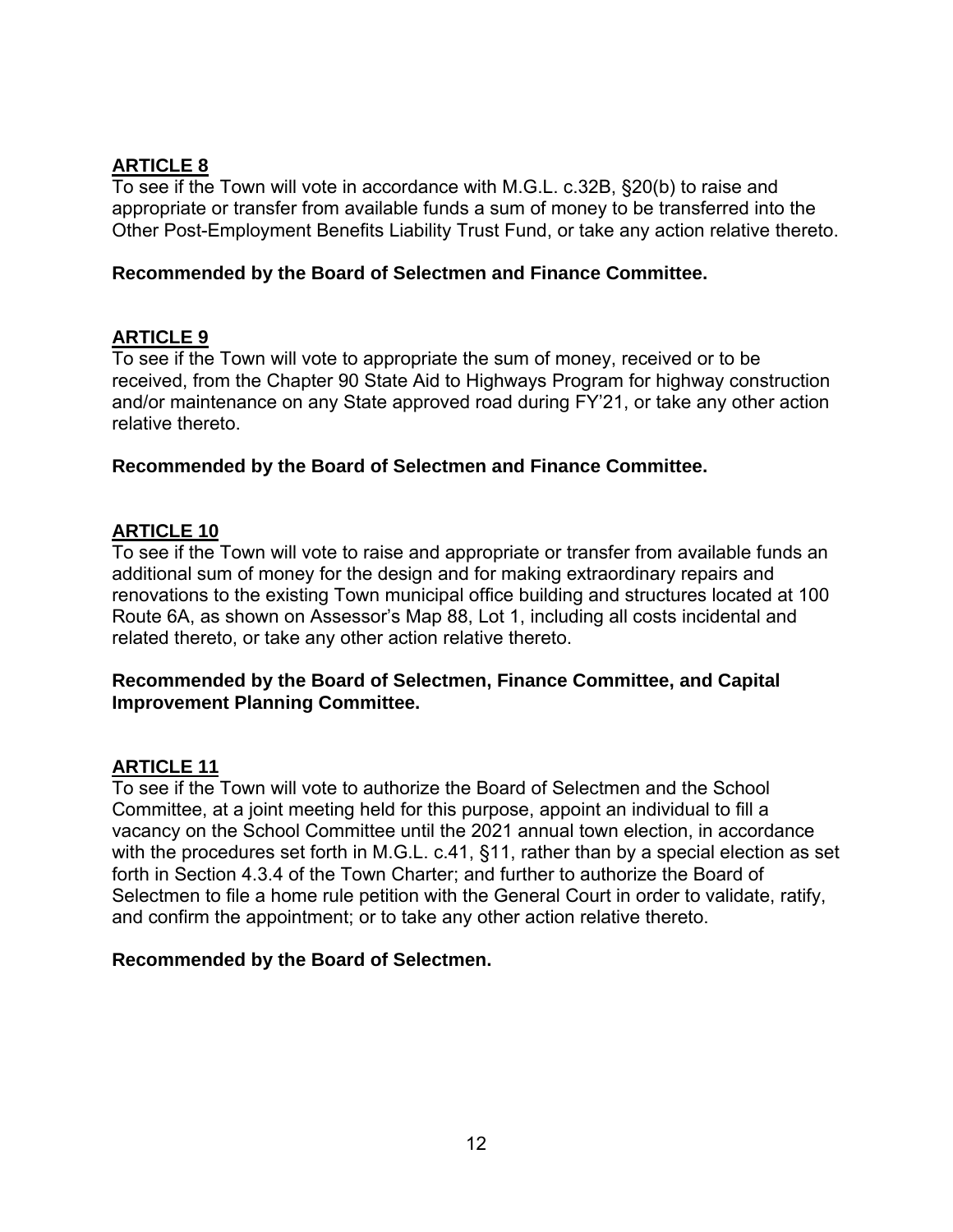## ARTICLE 8

To see if the Town will vote in accordance with M.G.L. c.32B, §20(b) to raise and appropriate or transfer from available funds a sum of money to be transferred into the Other Post-Employment Benefits Liability Trust Fund, or take any action relative thereto.

**Recommended by the Board of Selectmen and Finance Committee.**

## ARTICLE 9

To see if the Town will vote to appropriate the sum of money, received or to be received, from the Chapter 90 State Aid to Highways Program for highway construction and/or maintenance on any State approved road during FY'21, or take any other action relative thereto.

**Recommended by the Board of Selectmen and Finance Committee.**

## ARTICLE 10

To see if the Town will vote to raise and appropriate or transfer from available funds an additional sum of money for the design and for making extraordinary repairs and renovations to the existing Town municipal office building and structures located at 100 Route 6A, as shown on Assessor's Map 88, Lot 1, including all costs incidental and related thereto, or take any other action relative thereto.

**Recommended by the Board of Selectmen, Finance Committee, and Capital Improvement Planning Committee.**

## ARTICLE 11

To see if the Town will vote to authorize the Board of Selectmen and the School Committee, at a joint meeting held for this purpose, appoint an individual to fill a vacancy on the School Committee until the 2021 annual town election, in accordance with the procedures set forth in M.G.L. c.41, §11, rather than by a special election as set forth in Section 4.3.4 of the Town Charter; and further to authorize the Board of Selectmen to file a home rule petition with the General Court in order to validate, ratify, and confirm the appointment; or to take any other action relative thereto.

**Recommended by the Board of Selectmen.**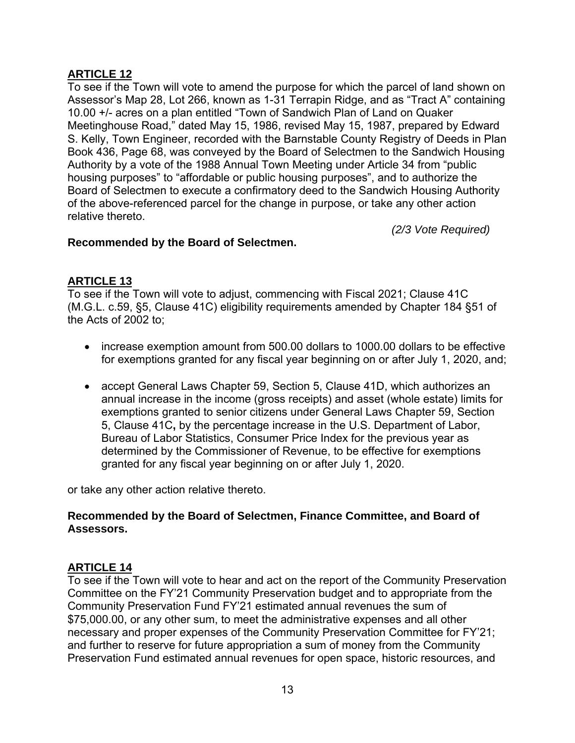## ARTICLE 12

To see if the Town will vote to amend the purpose for which the parcel of land shown on Assessor's Map 28, Lot 266, known as 1-31 Terrapin Ridge, and as "Tract A" containing 10.00 +/- acres on a plan entitled "Town of Sandwich Plan of Land on Quaker Meetinghouse Road," dated May 15, 1986, revised May 15, 1987, prepared by Edward S. Kelly, Town Engineer, recorded with the Barnstable County Registry of Deeds in Plan Book 436, Page 68, was conveyed by the Board of Selectmen to the Sandwich Housing Authority by a vote of the 1988 Annual Town Meeting under Article 34 from "public housing purposes" to "affordable or public housing purposes", and to authorize the Board of Selectmen to execute a confirmatory deed to the Sandwich Housing Authority of the above-referenced parcel for the change in purpose, or take any other action relative thereto.

*(2/3 Vote Required)*

**Recommended by the Board of Selectmen.**

## ARTICLE 13

To see if the Town will vote to adjust, commencing with Fiscal 2021; Clause 41C (M.G.L. c.59, §5, Clause 41C) eligibility requirements amended by Chapter 184 §51 of the Acts of 2002 to;

- increase exemption amount from 500.00 dollars to 1000.00 dollars to be effective for exemptions granted for any fiscal year beginning on or after July 1, 2020, and;
- accept General Laws Chapter 59, Section 5, Clause 41D, which authorizes an annual increase in the income (gross receipts) and asset (whole estate) limits for exemptions granted to senior citizens under General Laws Chapter 59, Section 5, Clause 41C**,** by the percentage increase in the U.S. Department of Labor, Bureau of Labor Statistics, Consumer Price Index for the previous year as determined by the Commissioner of Revenue, to be effective for exemptions granted for any fiscal year beginning on or after July 1, 2020.

or take any other action relative thereto.

**Recommended by the Board of Selectmen, Finance Committee, and Board of Assessors.**

## ARTICLE 14

To see if the Town will vote to hear and act on the report of the Community Preservation Committee on the FY'21 Community Preservation budget and to appropriate from the Community Preservation Fund FY'21 estimated annual revenues the sum of $75,000.00, or any other sum, to meet the administrative expenses and all other necessary and proper expenses of the Community Preservation Committee for FY'21; and further to reserve for future appropriation a sum of money from the Community Preservation Fund estimated annual revenues for open space, historic resources, and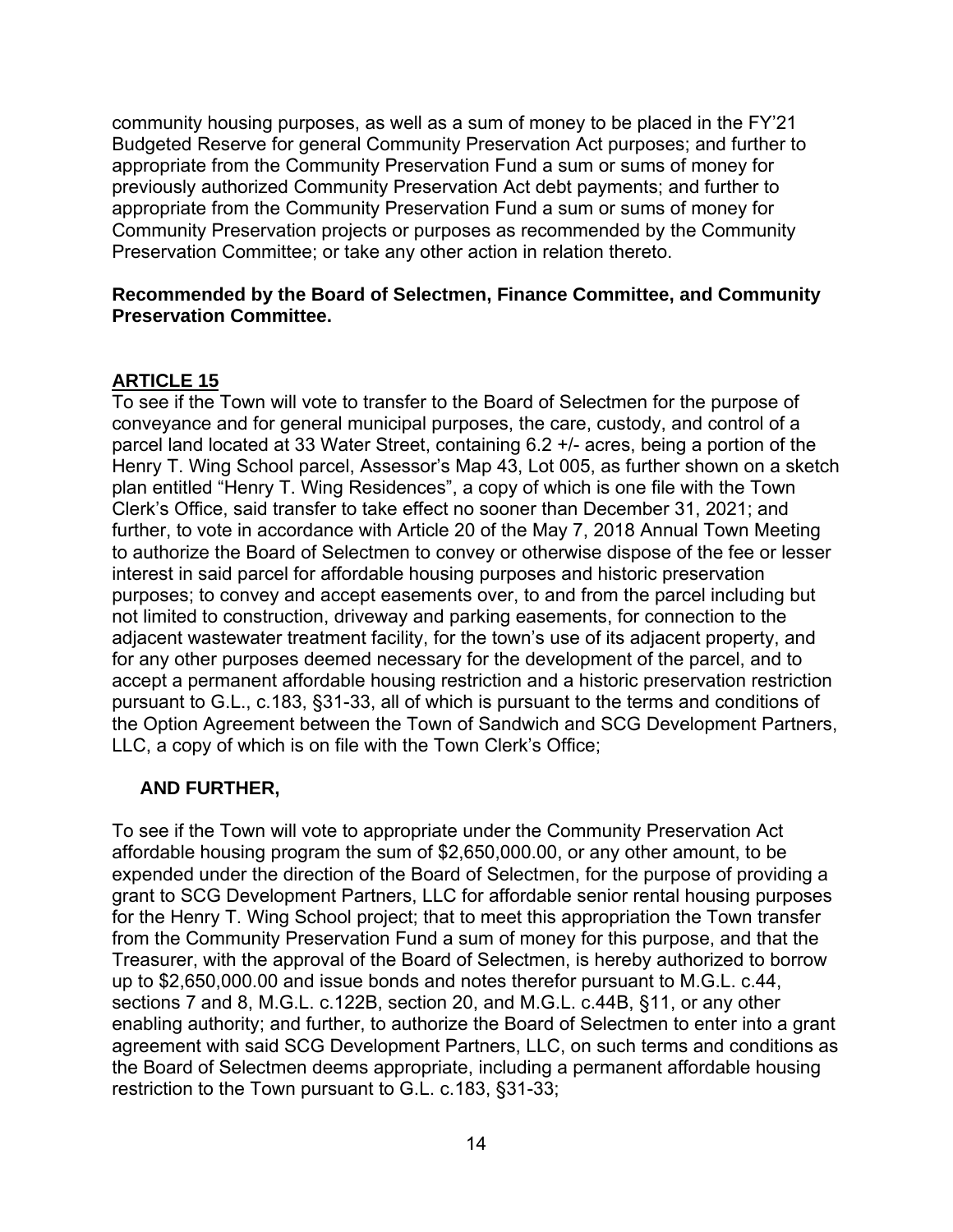community housing purposes, as well as a sum of money to be placed in the FY'21 Budgeted Reserve for general Community Preservation Act purposes; and further to appropriate from the Community Preservation Fund a sum or sums of money for previously authorized Community Preservation Act debt payments; and further to appropriate from the Community Preservation Fund a sum or sums of money for Community Preservation projects or purposes as recommended by the Community Preservation Committee; or take any other action in relation thereto.

**Recommended by the Board of Selectmen, Finance Committee, and Community Preservation Committee.**

## ARTICLE 15

To see if the Town will vote to transfer to the Board of Selectmen for the purpose of conveyance and for general municipal purposes, the care, custody, and control of a parcel land located at 33 Water Street, containing 6.2 +/- acres, being a portion of the Henry T. Wing School parcel, Assessor's Map 43, Lot 005, as further shown on a sketch plan entitled "Henry T. Wing Residences", a copy of which is one file with the Town Clerk's Office, said transfer to take effect no sooner than December 31, 2021; and further, to vote in accordance with Article 20 of the May 7, 2018 Annual Town Meeting to authorize the Board of Selectmen to convey or otherwise dispose of the fee or lesser interest in said parcel for affordable housing purposes and historic preservation purposes; to convey and accept easements over, to and from the parcel including but not limited to construction, driveway and parking easements, for connection to the adjacent wastewater treatment facility, for the town's use of its adjacent property, and for any other purposes deemed necessary for the development of the parcel, and to accept a permanent affordable housing restriction and a historic preservation restriction pursuant to G.L., c.183, §31-33, all of which is pursuant to the terms and conditions of the Option Agreement between the Town of Sandwich and SCG Development Partners, LLC, a copy of which is on file with the Town Clerk's Office;

**AND FURTHER,**

To see if the Town will vote to appropriate under the Community Preservation Act affordable housing program the sum of $2,650,000.00, or any other amount, to be expended under the direction of the Board of Selectmen, for the purpose of providing a grant to SCG Development Partners, LLC for affordable senior rental housing purposes for the Henry T. Wing School project; that to meet this appropriation the Town transfer from the Community Preservation Fund a sum of money for this purpose, and that the Treasurer, with the approval of the Board of Selectmen, is hereby authorized to borrow up to $2,650,000.00 and issue bonds and notes therefor pursuant to M.G.L. c.44, sections 7 and 8, M.G.L. c.122B, section 20, and M.G.L. c.44B, §11, or any other enabling authority; and further, to authorize the Board of Selectmen to enter into a grant agreement with said SCG Development Partners, LLC, on such terms and conditions as the Board of Selectmen deems appropriate, including a permanent affordable housing restriction to the Town pursuant to G.L. c.183, §31-33;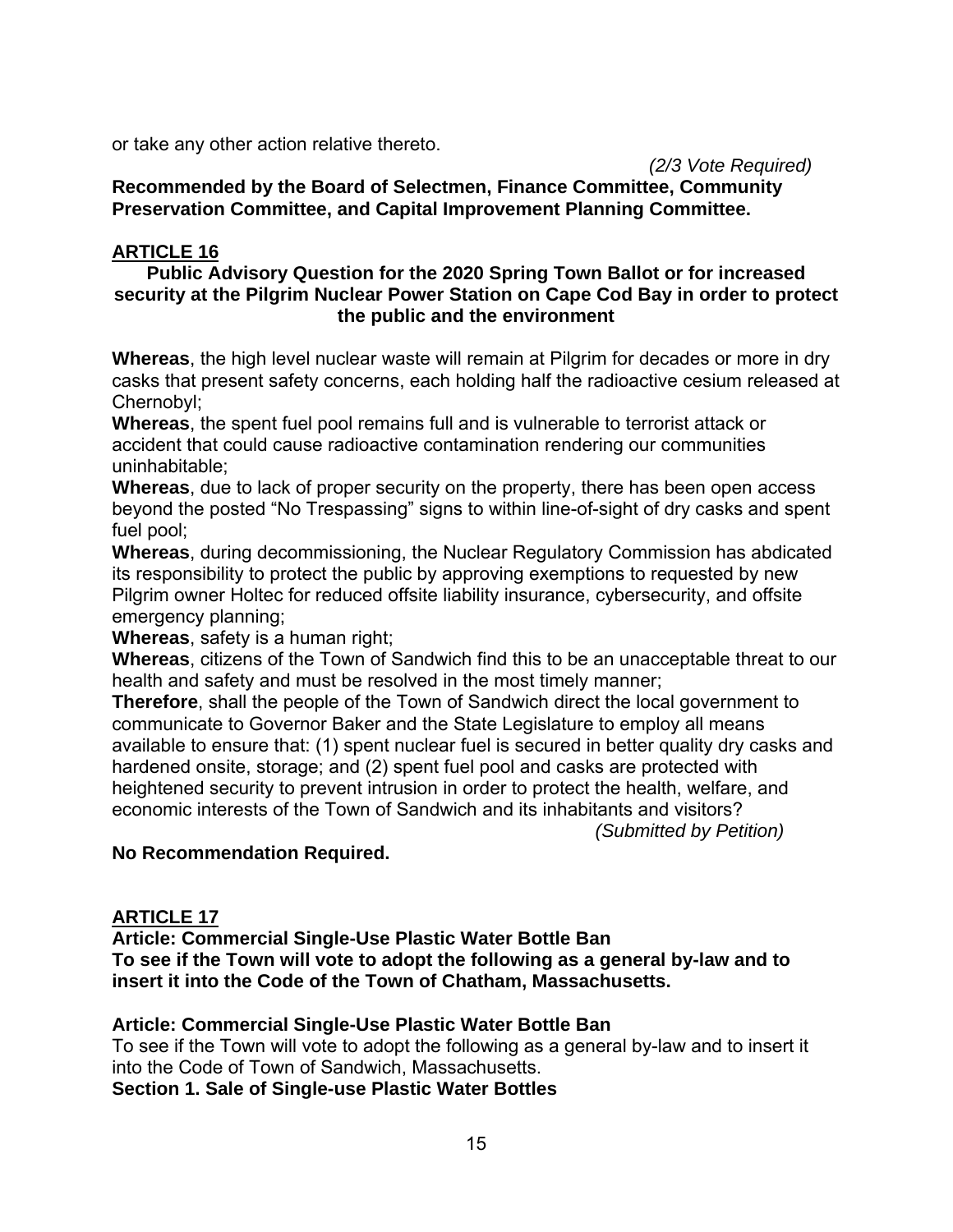or take any other action relative thereto.

*(2/3 Vote Required)*

**Recommended by the Board of Selectmen, Finance Committee, Community Preservation Committee, and Capital Improvement Planning Committee.**

## ARTICLE 16

### Public Advisory Question for the 2020 Spring Town Ballot or for increased security at the Pilgrim Nuclear Power Station on Cape Cod Bay in order to protect the public and the environment

**Whereas**, the high level nuclear waste will remain at Pilgrim for decades or more in dry casks that present safety concerns, each holding half the radioactive cesium released at Chernobyl;

**Whereas**, the spent fuel pool remains full and is vulnerable to terrorist attack or accident that could cause radioactive contamination rendering our communities uninhabitable;

**Whereas**, due to lack of proper security on the property, there has been open access beyond the posted "No Trespassing" signs to within line-of-sight of dry casks and spent fuel pool;

**Whereas**, during decommissioning, the Nuclear Regulatory Commission has abdicated its responsibility to protect the public by approving exemptions to requested by new Pilgrim owner Holtec for reduced offsite liability insurance, cybersecurity, and offsite emergency planning;

**Whereas**, safety is a human right;

**Whereas**, citizens of the Town of Sandwich find this to be an unacceptable threat to our health and safety and must be resolved in the most timely manner;

**Therefore**, shall the people of the Town of Sandwich direct the local government to communicate to Governor Baker and the State Legislature to employ all means available to ensure that: (1) spent nuclear fuel is secured in better quality dry casks and hardened onsite, storage; and (2) spent fuel pool and casks are protected with heightened security to prevent intrusion in order to protect the health, welfare, and economic interests of the Town of Sandwich and its inhabitants and visitors?

*(Submitted by Petition)*

**No Recommendation Required.**

## ARTICLE 17

**Article: Commercial Single-Use Plastic Water Bottle Ban**
**To see if the Town will vote to adopt the following as a general by-law and to insert it into the Code of the Town of Chatham, Massachusetts.**

**Article: Commercial Single-Use Plastic Water Bottle Ban**

To see if the Town will vote to adopt the following as a general by-law and to insert it into the Code of Town of Sandwich, Massachusetts.

**Section 1. Sale of Single-use Plastic Water Bottles**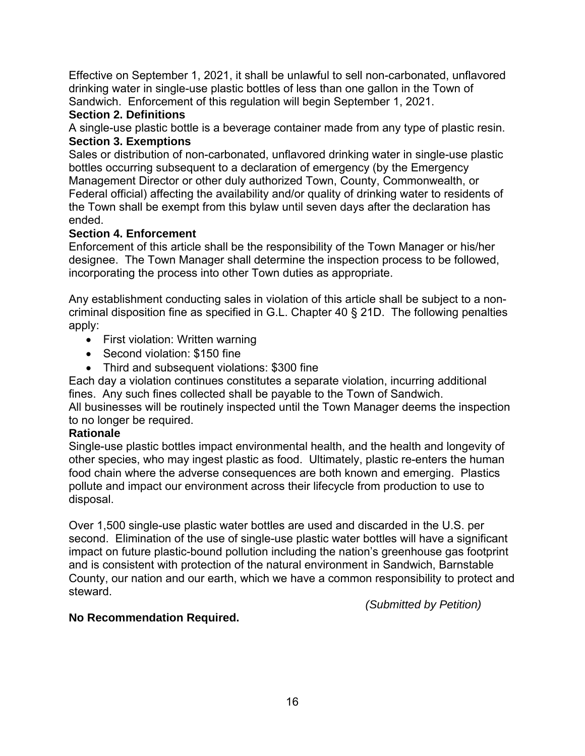Effective on September 1, 2021, it shall be unlawful to sell non-carbonated, unflavored drinking water in single-use plastic bottles of less than one gallon in the Town of Sandwich. Enforcement of this regulation will begin September 1, 2021.

**Section 2. Definitions**

A single-use plastic bottle is a beverage container made from any type of plastic resin.

**Section 3. Exemptions**

Sales or distribution of non-carbonated, unflavored drinking water in single-use plastic bottles occurring subsequent to a declaration of emergency (by the Emergency Management Director or other duly authorized Town, County, Commonwealth, or Federal official) affecting the availability and/or quality of drinking water to residents of the Town shall be exempt from this bylaw until seven days after the declaration has ended.

**Section 4. Enforcement**

Enforcement of this article shall be the responsibility of the Town Manager or his/her designee. The Town Manager shall determine the inspection process to be followed, incorporating the process into other Town duties as appropriate.

Any establishment conducting sales in violation of this article shall be subject to a non-criminal disposition fine as specified in G.L. Chapter 40 § 21D. The following penalties apply:

- First violation: Written warning
- Second violation: $150 fine
- Third and subsequent violations: $300 fine

Each day a violation continues constitutes a separate violation, incurring additional fines. Any such fines collected shall be payable to the Town of Sandwich.
All businesses will be routinely inspected until the Town Manager deems the inspection to no longer be required.

**Rationale**

Single-use plastic bottles impact environmental health, and the health and longevity of other species, who may ingest plastic as food. Ultimately, plastic re-enters the human food chain where the adverse consequences are both known and emerging. Plastics pollute and impact our environment across their lifecycle from production to use to disposal.

Over 1,500 single-use plastic water bottles are used and discarded in the U.S. per second. Elimination of the use of single-use plastic water bottles will have a significant impact on future plastic-bound pollution including the nation's greenhouse gas footprint and is consistent with protection of the natural environment in Sandwich, Barnstable County, our nation and our earth, which we have a common responsibility to protect and steward.

*(Submitted by Petition)*

**No Recommendation Required.**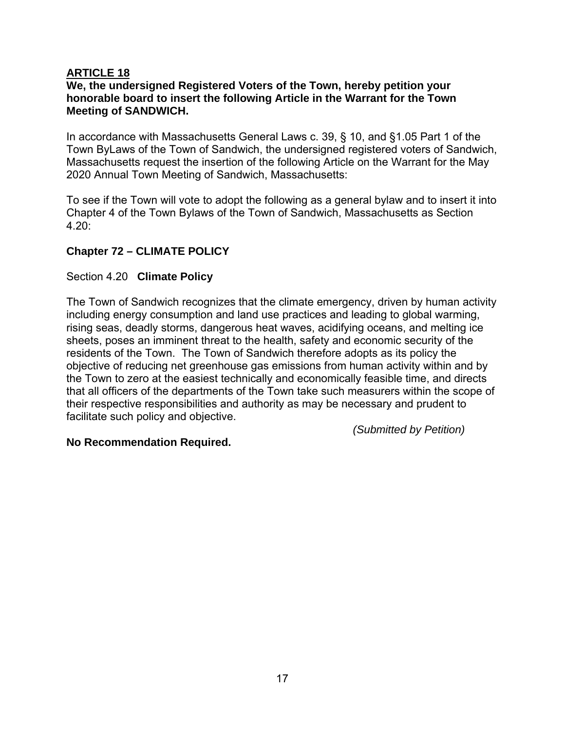**<u>ARTICLE 18</u>**

**We, the undersigned Registered Voters of the Town, hereby petition your honorable board to insert the following Article in the Warrant for the Town Meeting of SANDWICH.**

In accordance with Massachusetts General Laws c. 39, § 10, and §1.05 Part 1 of the Town ByLaws of the Town of Sandwich, the undersigned registered voters of Sandwich, Massachusetts request the insertion of the following Article on the Warrant for the May 2020 Annual Town Meeting of Sandwich, Massachusetts:

To see if the Town will vote to adopt the following as a general bylaw and to insert it into Chapter 4 of the Town Bylaws of the Town of Sandwich, Massachusetts as Section 4.20:

**Chapter 72 – CLIMATE POLICY**

Section 4.20 **Climate Policy**

The Town of Sandwich recognizes that the climate emergency, driven by human activity including energy consumption and land use practices and leading to global warming, rising seas, deadly storms, dangerous heat waves, acidifying oceans, and melting ice sheets, poses an imminent threat to the health, safety and economic security of the residents of the Town. The Town of Sandwich therefore adopts as its policy the objective of reducing net greenhouse gas emissions from human activity within and by the Town to zero at the easiest technically and economically feasible time, and directs that all officers of the departments of the Town take such measurers within the scope of their respective responsibilities and authority as may be necessary and prudent to facilitate such policy and objective.

*(Submitted by Petition)*

**No Recommendation Required.**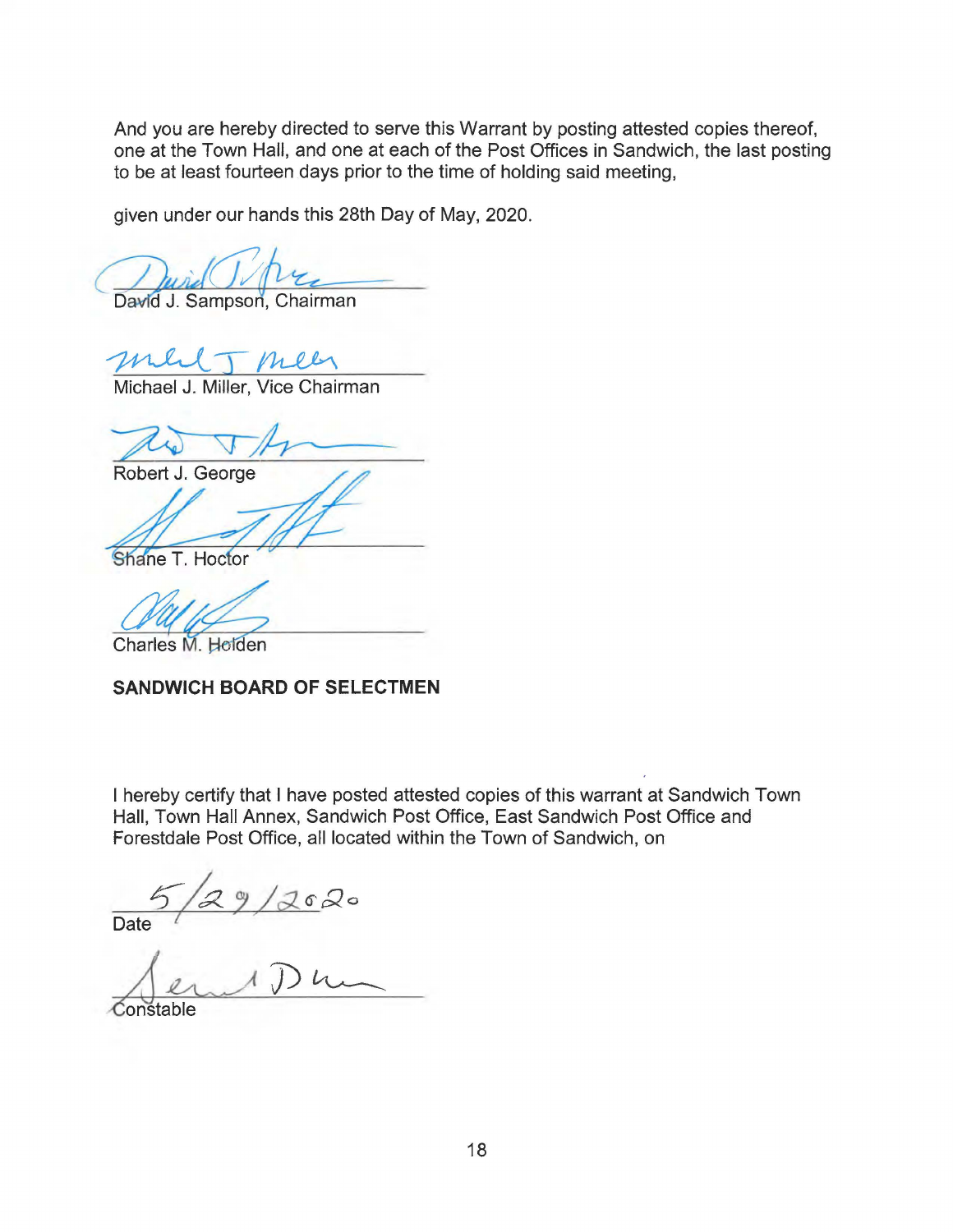And you are hereby directed to serve this Warrant by posting attested copies thereof, one at the Town Hall, and one at each of the Post Offices in Sandwich, the last posting to be at least fourteen days prior to the time of holding said meeting,

given under our hands this 28th Day of May, 2020.

David J. Sampson, Chairman

Michael J. Miller, Vice Chairman

Robert J. George

Shane T. Hoctor

Charles M. Holden

**SANDWICH BOARD OF SELECTMEN**

I hereby certify that I have posted attested copies of this warrant at Sandwich Town Hall, Town Hall Annex, Sandwich Post Office, East Sandwich Post Office and Forestdale Post Office, all located within the Town of Sandwich, on

5/29/2020
Date

Constable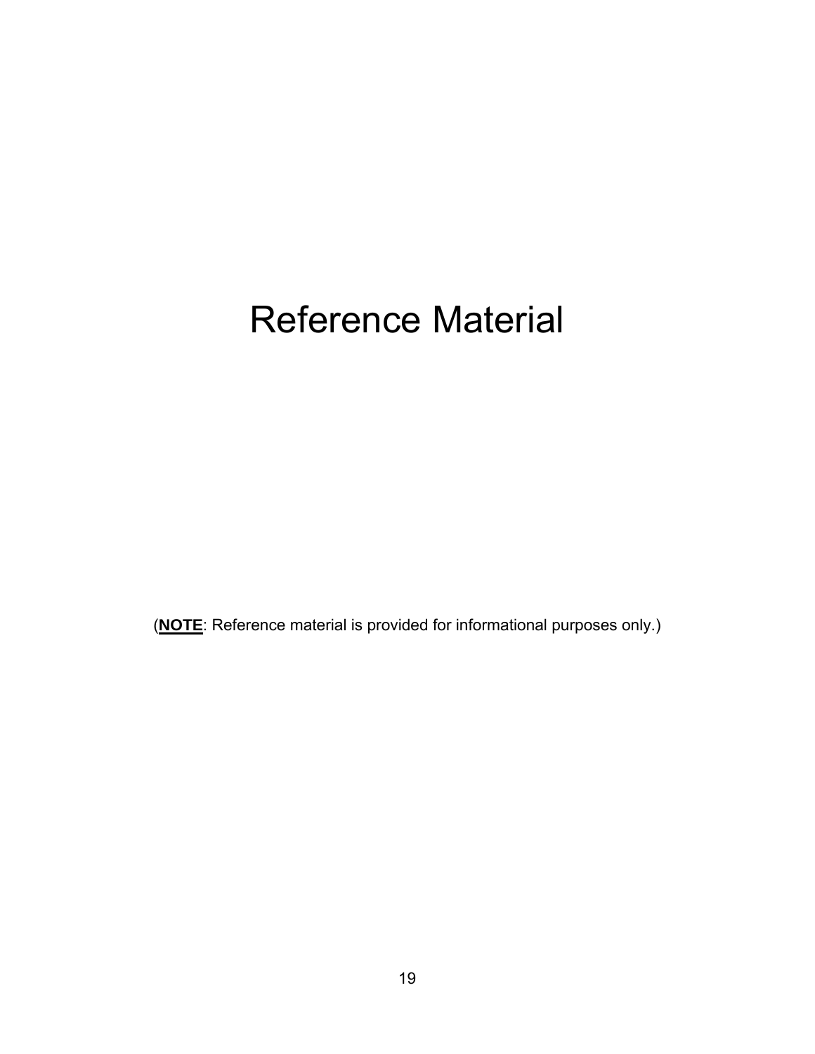# Reference Material

(**<u>NOTE</u>**: Reference material is provided for informational purposes only.)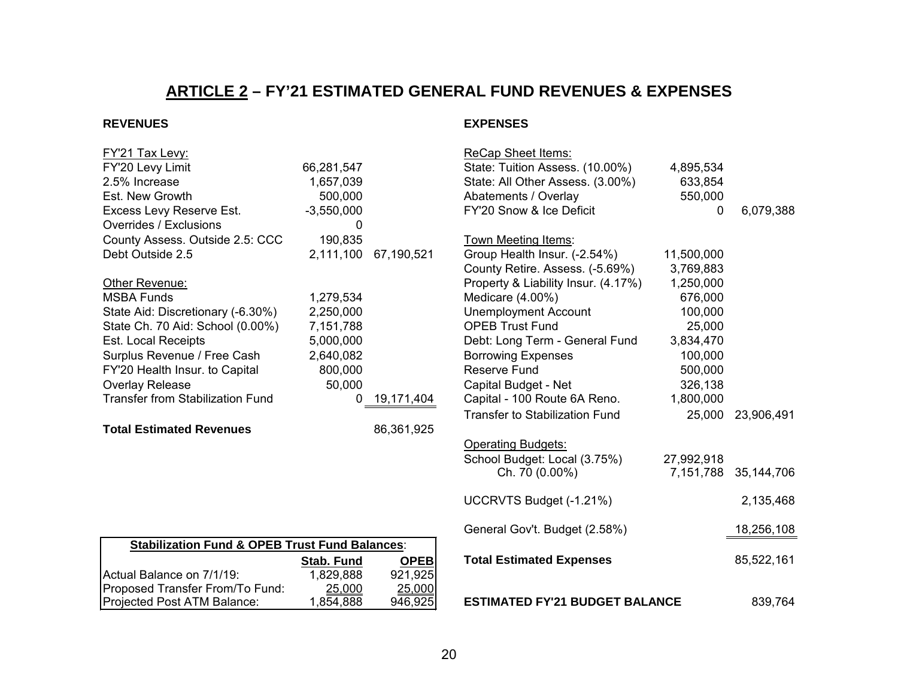## ARTICLE 2 – FY'21 ESTIMATED GENERAL FUND REVENUES & EXPENSES

### REVENUES

| | | |
|---|---|---|
| **FY'21 Tax Levy:** | | |
| FY'20 Levy Limit | 66,281,547 | |
| 2.5% Increase | 1,657,039 | |
| Est. New Growth | 500,000 | |
| Excess Levy Reserve Est. | -3,550,000 | |
| Overrides / Exclusions | 0 | |
| County Assess. Outside 2.5: CCC | 190,835 | |
| Debt Outside 2.5 | 2,111,100 | 67,190,521 |
| **Other Revenue:** | | |
| MSBA Funds | 1,279,534 | |
| State Aid: Discretionary (-6.30%) | 2,250,000 | |
| State Ch. 70 Aid: School (0.00%) | 7,151,788 | |
| Est. Local Receipts | 5,000,000 | |
| Surplus Revenue / Free Cash | 2,640,082 | |
| FY'20 Health Insur. to Capital | 800,000 | |
| Overlay Release | 50,000 | |
| Transfer from Stabilization Fund | 0 | 19,171,404 |
| **Total Estimated Revenues** | | 86,361,925 |

| Stabilization Fund & OPEB Trust Fund Balances: | | |
|---|---|---|
| | **Stab. Fund** | **OPEB** |
| Actual Balance on 7/1/19: | 1,829,888 | 921,925 |
| Proposed Transfer From/To Fund: | 25,000 | 25,000 |
| Projected Post ATM Balance: | 1,854,888 | 946,925 |

### EXPENSES

| | | |
|---|---|---|
| **ReCap Sheet Items:** | | |
| State: Tuition Assess. (10.00%) | 4,895,534 | |
| State: All Other Assess. (3.00%) | 633,854 | |
| Abatements / Overlay | 550,000 | |
| FY'20 Snow & Ice Deficit | 0 | 6,079,388 |
| **Town Meeting Items:** | | |
| Group Health Insur. (-2.54%) | 11,500,000 | |
| County Retire. Assess. (-5.69%) | 3,769,883 | |
| Property & Liability Insur. (4.17%) | 1,250,000 | |
| Medicare (4.00%) | 676,000 | |
| Unemployment Account | 100,000 | |
| OPEB Trust Fund | 25,000 | |
| Debt: Long Term - General Fund | 3,834,470 | |
| Borrowing Expenses | 100,000 | |
| Reserve Fund | 500,000 | |
| Capital Budget - Net | 326,138 | |
| Capital - 100 Route 6A Reno. | 1,800,000 | |
| Transfer to Stabilization Fund | 25,000 | 23,906,491 |
| **Operating Budgets:** | | |
| School Budget: Local (3.75%) | 27,992,918 | |
| Ch. 70 (0.00%) | 7,151,788 | 35,144,706 |
| UCCRVTS Budget (-1.21%) | | 2,135,468 |
| General Gov't. Budget (2.58%) | | 18,256,108 |
| **Total Estimated Expenses** | | 85,522,161 |
| **ESTIMATED FY'21 BUDGET BALANCE** | | 839,764 |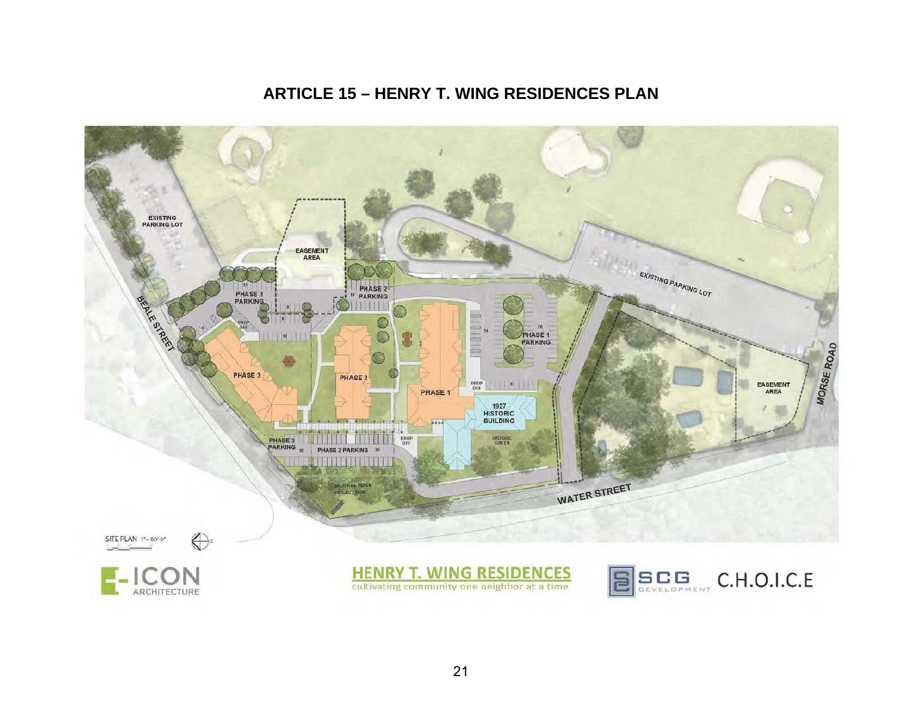# ARTICLE 15 – HENRY T. WING RESIDENCES PLAN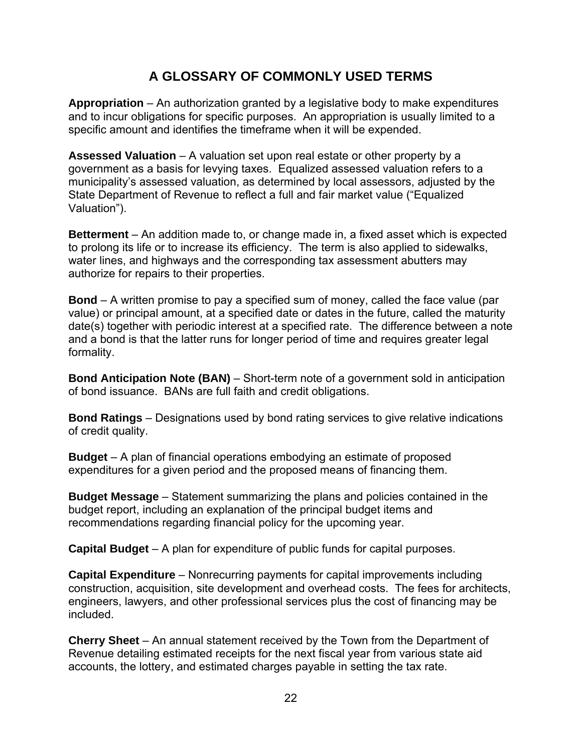# A GLOSSARY OF COMMONLY USED TERMS

**Appropriation** – An authorization granted by a legislative body to make expenditures and to incur obligations for specific purposes. An appropriation is usually limited to a specific amount and identifies the timeframe when it will be expended.

**Assessed Valuation** – A valuation set upon real estate or other property by a government as a basis for levying taxes. Equalized assessed valuation refers to a municipality's assessed valuation, as determined by local assessors, adjusted by the State Department of Revenue to reflect a full and fair market value ("Equalized Valuation").

**Betterment** – An addition made to, or change made in, a fixed asset which is expected to prolong its life or to increase its efficiency. The term is also applied to sidewalks, water lines, and highways and the corresponding tax assessment abutters may authorize for repairs to their properties.

**Bond** – A written promise to pay a specified sum of money, called the face value (par value) or principal amount, at a specified date or dates in the future, called the maturity date(s) together with periodic interest at a specified rate. The difference between a note and a bond is that the latter runs for longer period of time and requires greater legal formality.

**Bond Anticipation Note (BAN)** – Short-term note of a government sold in anticipation of bond issuance. BANs are full faith and credit obligations.

**Bond Ratings** – Designations used by bond rating services to give relative indications of credit quality.

**Budget** – A plan of financial operations embodying an estimate of proposed expenditures for a given period and the proposed means of financing them.

**Budget Message** – Statement summarizing the plans and policies contained in the budget report, including an explanation of the principal budget items and recommendations regarding financial policy for the upcoming year.

**Capital Budget** – A plan for expenditure of public funds for capital purposes.

**Capital Expenditure** – Nonrecurring payments for capital improvements including construction, acquisition, site development and overhead costs. The fees for architects, engineers, lawyers, and other professional services plus the cost of financing may be included.

**Cherry Sheet** – An annual statement received by the Town from the Department of Revenue detailing estimated receipts for the next fiscal year from various state aid accounts, the lottery, and estimated charges payable in setting the tax rate.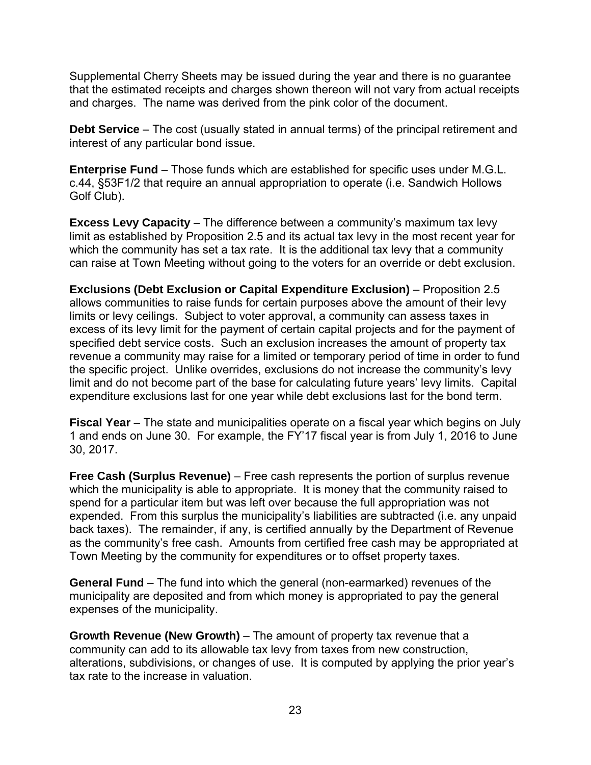Supplemental Cherry Sheets may be issued during the year and there is no guarantee that the estimated receipts and charges shown thereon will not vary from actual receipts and charges. The name was derived from the pink color of the document.

**Debt Service** – The cost (usually stated in annual terms) of the principal retirement and interest of any particular bond issue.

**Enterprise Fund** – Those funds which are established for specific uses under M.G.L. c.44, §53F1/2 that require an annual appropriation to operate (i.e. Sandwich Hollows Golf Club).

**Excess Levy Capacity** – The difference between a community's maximum tax levy limit as established by Proposition 2.5 and its actual tax levy in the most recent year for which the community has set a tax rate. It is the additional tax levy that a community can raise at Town Meeting without going to the voters for an override or debt exclusion.

**Exclusions (Debt Exclusion or Capital Expenditure Exclusion)** – Proposition 2.5 allows communities to raise funds for certain purposes above the amount of their levy limits or levy ceilings. Subject to voter approval, a community can assess taxes in excess of its levy limit for the payment of certain capital projects and for the payment of specified debt service costs. Such an exclusion increases the amount of property tax revenue a community may raise for a limited or temporary period of time in order to fund the specific project. Unlike overrides, exclusions do not increase the community's levy limit and do not become part of the base for calculating future years' levy limits. Capital expenditure exclusions last for one year while debt exclusions last for the bond term.

**Fiscal Year** – The state and municipalities operate on a fiscal year which begins on July 1 and ends on June 30. For example, the FY'17 fiscal year is from July 1, 2016 to June 30, 2017.

**Free Cash (Surplus Revenue)** – Free cash represents the portion of surplus revenue which the municipality is able to appropriate. It is money that the community raised to spend for a particular item but was left over because the full appropriation was not expended. From this surplus the municipality's liabilities are subtracted (i.e. any unpaid back taxes). The remainder, if any, is certified annually by the Department of Revenue as the community's free cash. Amounts from certified free cash may be appropriated at Town Meeting by the community for expenditures or to offset property taxes.

**General Fund** – The fund into which the general (non-earmarked) revenues of the municipality are deposited and from which money is appropriated to pay the general expenses of the municipality.

**Growth Revenue (New Growth)** – The amount of property tax revenue that a community can add to its allowable tax levy from taxes from new construction, alterations, subdivisions, or changes of use. It is computed by applying the prior year's tax rate to the increase in valuation.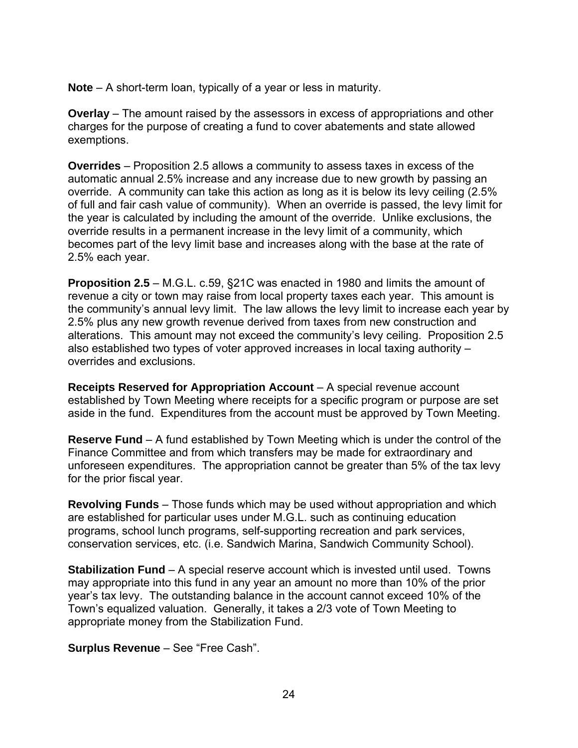**Note** – A short-term loan, typically of a year or less in maturity.

**Overlay** – The amount raised by the assessors in excess of appropriations and other charges for the purpose of creating a fund to cover abatements and state allowed exemptions.

**Overrides** – Proposition 2.5 allows a community to assess taxes in excess of the automatic annual 2.5% increase and any increase due to new growth by passing an override. A community can take this action as long as it is below its levy ceiling (2.5% of full and fair cash value of community). When an override is passed, the levy limit for the year is calculated by including the amount of the override. Unlike exclusions, the override results in a permanent increase in the levy limit of a community, which becomes part of the levy limit base and increases along with the base at the rate of 2.5% each year.

**Proposition 2.5** – M.G.L. c.59, §21C was enacted in 1980 and limits the amount of revenue a city or town may raise from local property taxes each year. This amount is the community's annual levy limit. The law allows the levy limit to increase each year by 2.5% plus any new growth revenue derived from taxes from new construction and alterations. This amount may not exceed the community's levy ceiling. Proposition 2.5 also established two types of voter approved increases in local taxing authority – overrides and exclusions.

**Receipts Reserved for Appropriation Account** – A special revenue account established by Town Meeting where receipts for a specific program or purpose are set aside in the fund. Expenditures from the account must be approved by Town Meeting.

**Reserve Fund** – A fund established by Town Meeting which is under the control of the Finance Committee and from which transfers may be made for extraordinary and unforeseen expenditures. The appropriation cannot be greater than 5% of the tax levy for the prior fiscal year.

**Revolving Funds** – Those funds which may be used without appropriation and which are established for particular uses under M.G.L. such as continuing education programs, school lunch programs, self-supporting recreation and park services, conservation services, etc. (i.e. Sandwich Marina, Sandwich Community School).

**Stabilization Fund** – A special reserve account which is invested until used. Towns may appropriate into this fund in any year an amount no more than 10% of the prior year's tax levy. The outstanding balance in the account cannot exceed 10% of the Town's equalized valuation. Generally, it takes a 2/3 vote of Town Meeting to appropriate money from the Stabilization Fund.

**Surplus Revenue** – See "Free Cash".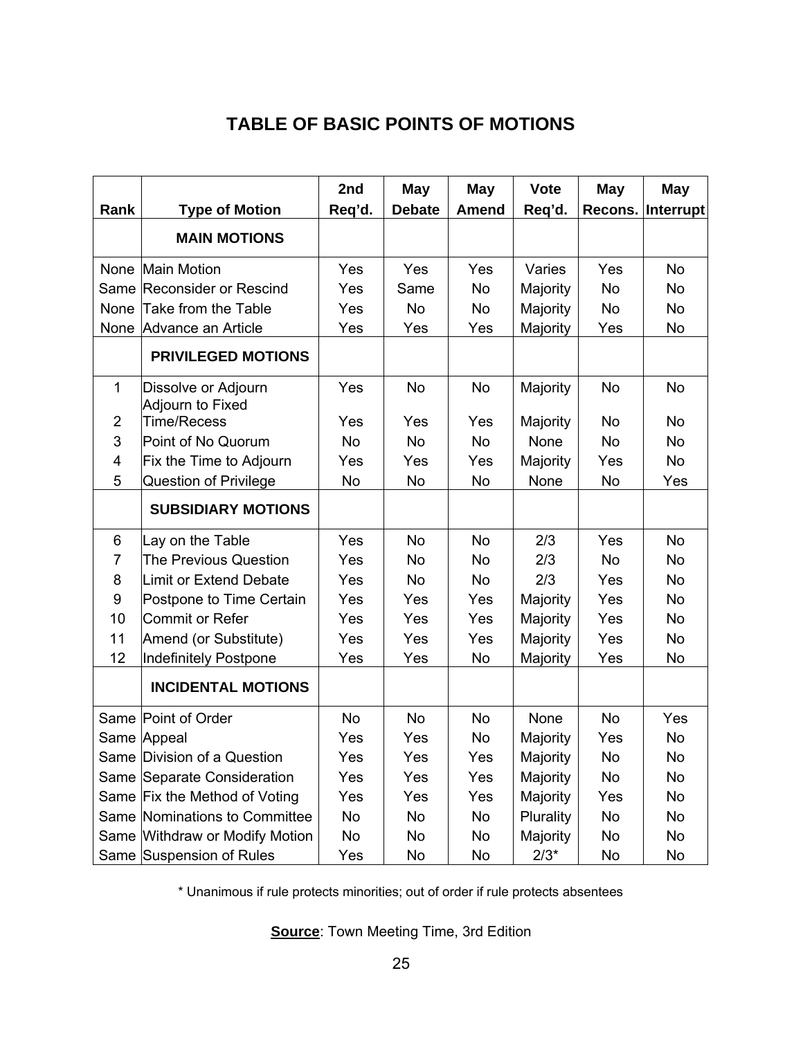# TABLE OF BASIC POINTS OF MOTIONS

| Rank | Type of Motion | 2nd Req'd. | May Debate | May Amend | Vote Req'd. | May Recons. | May Interrupt |
|---|---|---|---|---|---|---|---|
| | **MAIN MOTIONS** | | | | | | |
| None | Main Motion | Yes | Yes | Yes | Varies | Yes | No |
| Same | Reconsider or Rescind | Yes | Same | No | Majority | No | No |
| None | Take from the Table | Yes | No | No | Majority | No | No |
| None | Advance an Article | Yes | Yes | Yes | Majority | Yes | No |
| | **PRIVILEGED MOTIONS** | | | | | | |
| 1 | Dissolve or Adjourn | Yes | No | No | Majority | No | No |
| 2 | Adjourn to Fixed Time/Recess | Yes | Yes | Yes | Majority | No | No |
| 3 | Point of No Quorum | No | No | No | None | No | No |
| 4 | Fix the Time to Adjourn | Yes | Yes | Yes | Majority | Yes | No |
| 5 | Question of Privilege | No | No | No | None | No | Yes |
| | **SUBSIDIARY MOTIONS** | | | | | | |
| 6 | Lay on the Table | Yes | No | No | 2/3 | Yes | No |
| 7 | The Previous Question | Yes | No | No | 2/3 | No | No |
| 8 | Limit or Extend Debate | Yes | No | No | 2/3 | Yes | No |
| 9 | Postpone to Time Certain | Yes | Yes | Yes | Majority | Yes | No |
| 10 | Commit or Refer | Yes | Yes | Yes | Majority | Yes | No |
| 11 | Amend (or Substitute) | Yes | Yes | Yes | Majority | Yes | No |
| 12 | Indefinitely Postpone | Yes | Yes | No | Majority | Yes | No |
| | **INCIDENTAL MOTIONS** | | | | | | |
| Same | Point of Order | No | No | No | None | No | Yes |
| Same | Appeal | Yes | Yes | No | Majority | Yes | No |
| Same | Division of a Question | Yes | Yes | Yes | Majority | No | No |
| Same | Separate Consideration | Yes | Yes | Yes | Majority | No | No |
| Same | Fix the Method of Voting | Yes | Yes | Yes | Majority | Yes | No |
| Same | Nominations to Committee | No | No | No | Plurality | No | No |
| Same | Withdraw or Modify Motion | No | No | No | Majority | No | No |
| Same | Suspension of Rules | Yes | No | No | 2/3* | No | No |

* Unanimous if rule protects minorities; out of order if rule protects absentees

**Source**: Town Meeting Time, 3rd Edition